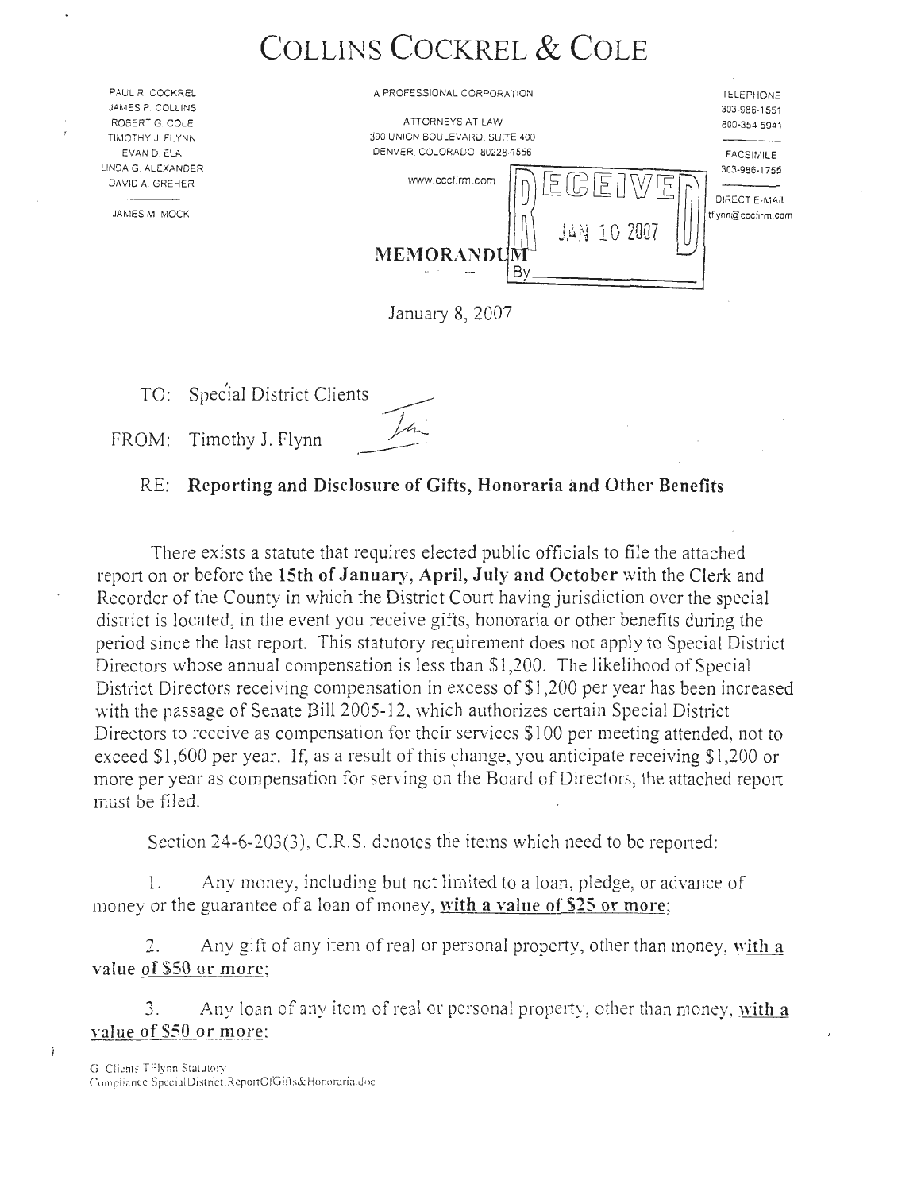# COLLINS COCKREL & COLE

PAUL R. COCKREL
JAMES P. COLLINS
ROBERT G. COLE
TIMOTHY J. FLYNN
EVAN D. ELA
LINDA G. ALEXANDER
DAVID A. GREHER

JAMES M. MOCK

A PROFESSIONAL CORPORATION

ATTORNEYS AT LAW
390 UNION BOULEVARD, SUITE 400
DENVER, COLORADO 80228-1556

www.cccfirm.com

TELEPHONE
303-986-1551
800-354-5941

FACSIMILE
303-986-1755

DIRECT E-MAIL
tflynn@cccfirm.com

RECEIVED
JAN 10 2007
By\_\_\_\_\_\_\_\_\_\_

## MEMORANDUM

January 8, 2007

TO: Special District Clients

FROM: Timothy J. Flynn

RE: **Reporting and Disclosure of Gifts, Honoraria and Other Benefits**

There exists a statute that requires elected public officials to file the attached report on or before the **15th of January, April, July and October** with the Clerk and Recorder of the County in which the District Court having jurisdiction over the special district is located, in the event you receive gifts, honoraria or other benefits during the period since the last report. This statutory requirement does not apply to Special District Directors whose annual compensation is less than $1,200. The likelihood of Special District Directors receiving compensation in excess of $1,200 per year has been increased with the passage of Senate Bill 2005-12, which authorizes certain Special District Directors to receive as compensation for their services $100 per meeting attended, not to exceed $1,600 per year. If, as a result of this change, you anticipate receiving $1,200 or more per year as compensation for serving on the Board of Directors, the attached report must be filed.

Section 24-6-203(3), C.R.S. denotes the items which need to be reported:

1. Any money, including but not limited to a loan, pledge, or advance of money or the guarantee of a loan of money, **with a value of $25 or more**;

2. Any gift of any item of real or personal property, other than money, **with a value of $50 or more**;

3. Any loan of any item of real or personal property, other than money, **with a value of $50 or more**;

G:\Clients\TFlynn\Statutory Compliance\SpecialDistrictReportOfGifts&Honoraria.doc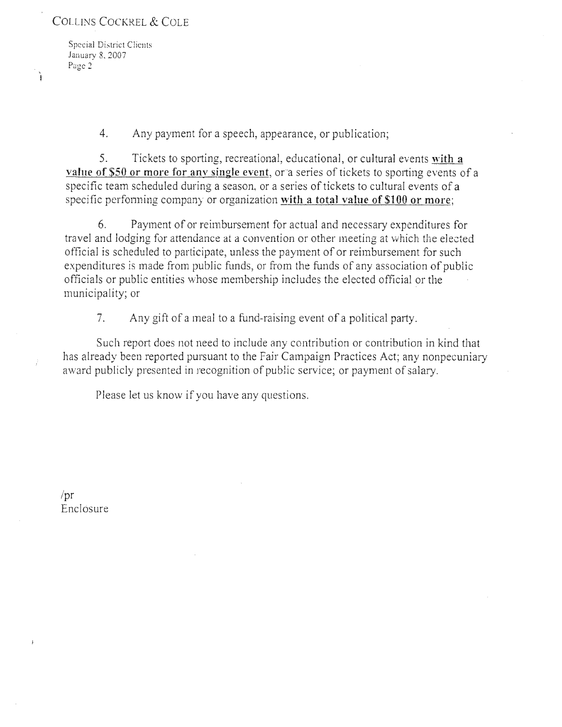4. Any payment for a speech, appearance, or publication;

5. Tickets to sporting, recreational, educational, or cultural events **with a value of $50 or more for any single event**, or a series of tickets to sporting events of a specific team scheduled during a season, or a series of tickets to cultural events of a specific performing company or organization **with a total value of $100 or more**;

6. Payment of or reimbursement for actual and necessary expenditures for travel and lodging for attendance at a convention or other meeting at which the elected official is scheduled to participate, unless the payment of or reimbursement for such expenditures is made from public funds, or from the funds of any association of public officials or public entities whose membership includes the elected official or the municipality; or

7. Any gift of a meal to a fund-raising event of a political party.

Such report does not need to include any contribution or contribution in kind that has already been reported pursuant to the Fair Campaign Practices Act; any nonpecuniary award publicly presented in recognition of public service; or payment of salary.

Please let us know if you have any questions.

/pr
Enclosure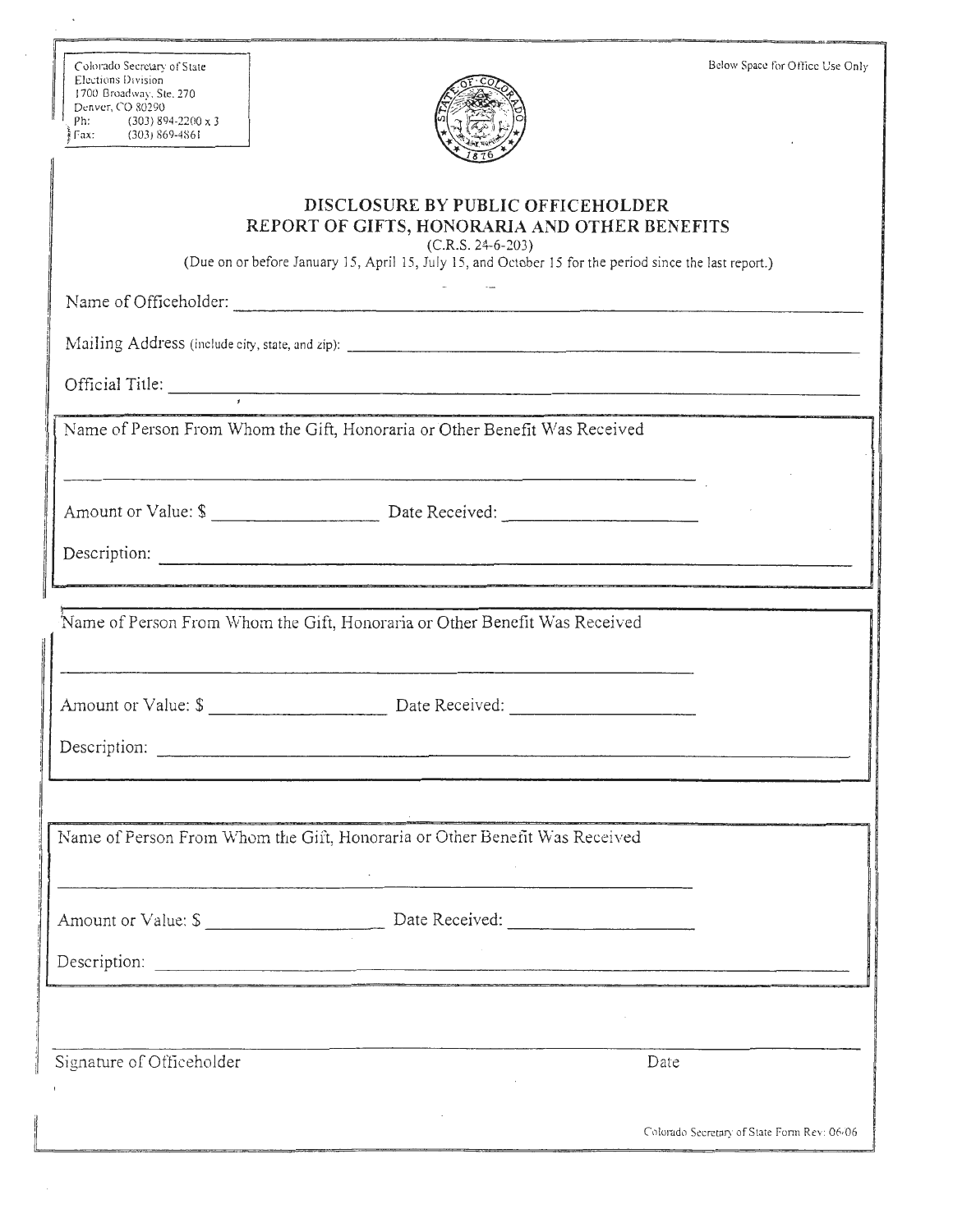Colorado Secretary of State
Elections Division
1700 Broadway, Ste. 270
Denver, CO 80290
Ph: (303) 894-2200 x 3
Fax: (303) 869-4861

Below Space for Office Use Only

# DISCLOSURE BY PUBLIC OFFICEHOLDER
# REPORT OF GIFTS, HONORARIA AND OTHER BENEFITS

(C.R.S. 24-6-203)

(Due on or before January 15, April 15, July 15, and October 15 for the period since the last report.)

Name of Officeholder: ______________________________

Mailing Address (include city, state, and zip): ______________________________

Official Title: ______________________________

---

Name of Person From Whom the Gift, Honoraria or Other Benefit Was Received

______________________________

Amount or Value: $ ______________ Date Received: ______________

Description: ______________________________

---

Name of Person From Whom the Gift, Honoraria or Other Benefit Was Received

______________________________

Amount or Value: $ ______________ Date Received: ______________

Description: ______________________________

---

Name of Person From Whom the Gift, Honoraria or Other Benefit Was Received

______________________________

Amount or Value: $ ______________ Date Received: ______________

Description: ______________________________

---

______________________________ ______________
Signature of Officeholder Date

Colorado Secretary of State Form Rev: 06-06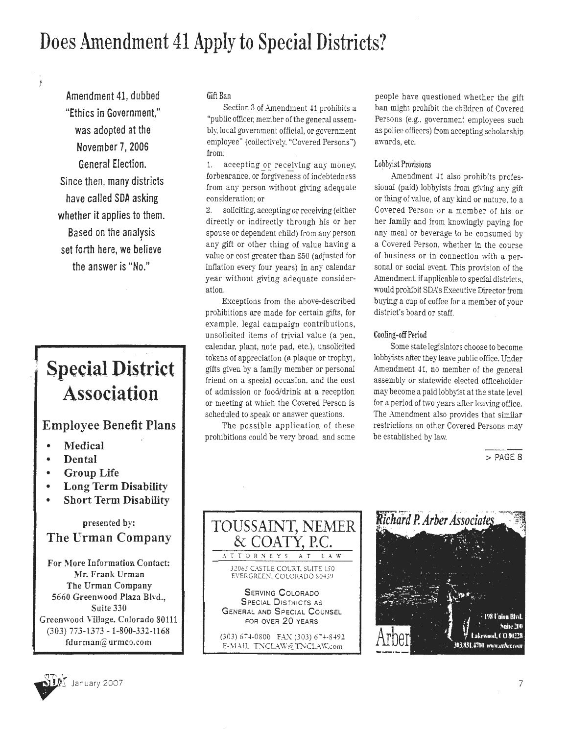# Does Amendment 41 Apply to Special Districts?

**Amendment 41, dubbed "Ethics in Government," was adopted at the November 7, 2006 General Election. Since then, many districts have called SDA asking whether it applies to them. Based on the analysis set forth here, we believe the answer is "No."**

### Gift Ban

Section 3 of Amendment 41 prohibits a "public officer, member of the general assembly, local government official, or government employee" (collectively, "Covered Persons") from:

1. accepting or receiving any money, forbearance, or forgiveness of indebtedness from any person without giving adequate consideration; or
2. soliciting, accepting or receiving (either directly or indirectly through his or her spouse or dependent child) from any person any gift or other thing of value having a value or cost greater than $50 (adjusted for inflation every four years) in any calendar year without giving adequate consideration.

Exceptions from the above-described prohibitions are made for certain gifts, for example, legal campaign contributions, unsolicited items of trivial value (a pen, calendar, plant, note pad, etc.), unsolicited tokens of appreciation (a plaque or trophy), gifts given by a family member or personal friend on a special occasion, and the cost of admission or food/drink at a reception or meeting at which the Covered Person is scheduled to speak or answer questions.

The possible application of these prohibitions could be very broad, and some people have questioned whether the gift ban might prohibit the children of Covered Persons (e.g., government employees such as police officers) from accepting scholarship awards, etc.

### Lobbyist Provisions

Amendment 41 also prohibits professional (paid) lobbyists from giving any gift or thing of value, of any kind or nature, to a Covered Person or a member of his or her family and from knowingly paying for any meal or beverage to be consumed by a Covered Person, whether in the course of business or in connection with a personal or social event. This provision of the Amendment, if applicable to special districts, would prohibit SDA's Executive Director from buying a cup of coffee for a member of your district's board or staff.

### Cooling-off Period

Some state legislators choose to become lobbyists after they leave public office. Under Amendment 41, no member of the general assembly or statewide elected officeholder may become a paid lobbyist at the state level for a period of two years after leaving office. The Amendment also provides that similar restrictions on other Covered Persons may be established by law.

> PAGE 8

---

**Special District Association**

**Employee Benefit Plans**

- Medical
- Dental
- Group Life
- Long Term Disability
- Short Term Disability

presented by:
**The Urman Company**

For More Information Contact:
Mr. Frank Urman
The Urman Company
5660 Greenwood Plaza Blvd.,
Suite 330
Greenwood Village, Colorado 80111
(303) 773-1373 - 1-800-332-1168
fdurman@urmco.com

---

**TOUSSAINT, NEMER & COATY, P.C.**
ATTORNEYS AT LAW
32065 CASTLE COURT, SUITE 150
EVERGREEN, COLORADO 80439

SERVING COLORADO SPECIAL DISTRICTS AS GENERAL AND SPECIAL COUNSEL FOR OVER 20 YEARS

(303) 674-0800 FAX (303) 674-8492
E-MAIL TNCLAW@TNCLAW.com

---

**Richard P. Arber Associates**
Arber
198 Union Blvd.
Suite 200
Lakewood, CO 80228
303.831.4700 www.arber.com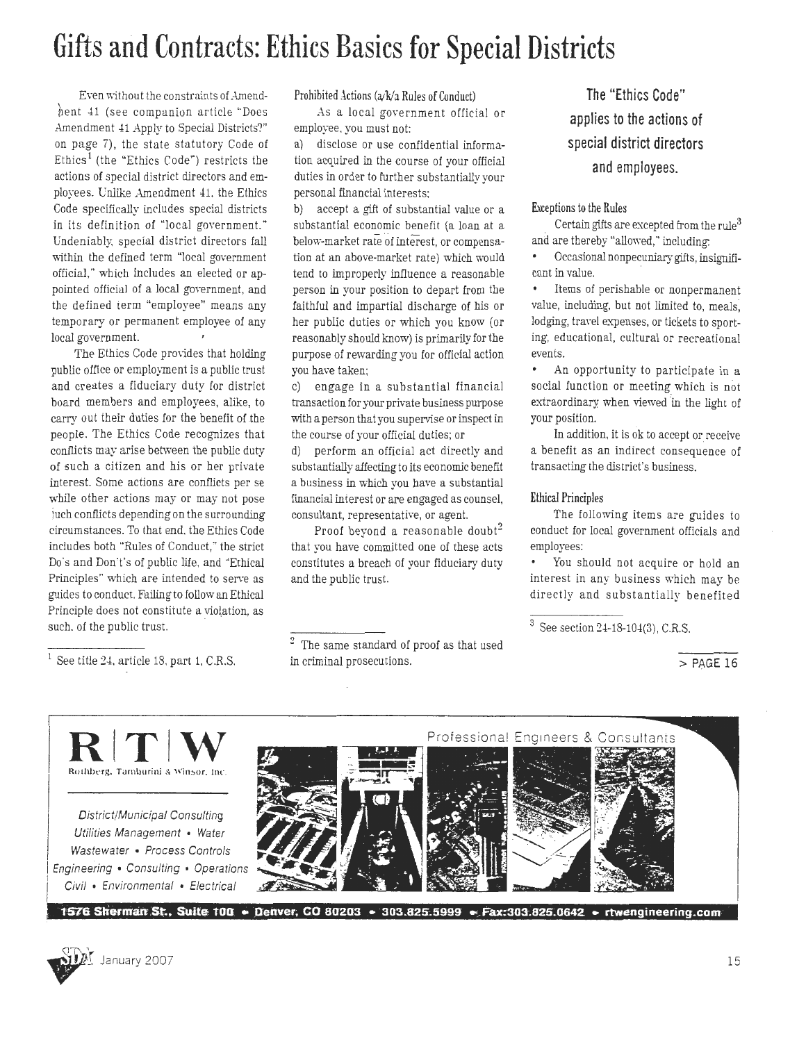# Gifts and Contracts: Ethics Basics for Special Districts

Even without the constraints of Amendment 41 (see companion article "Does Amendment 41 Apply to Special Districts?" on page 7), the state statutory Code of Ethics[1] (the "Ethics Code") restricts the actions of special district directors and employees. Unlike Amendment 41, the Ethics Code specifically includes special districts in its definition of "local government." Undeniably, special district directors fall within the defined term "local government official," which includes an elected or appointed official of a local government, and the defined term "employee" means any temporary or permanent employee of any local government.

The Ethics Code provides that holding public office or employment is a public trust and creates a fiduciary duty for district board members and employees, alike, to carry out their duties for the benefit of the people. The Ethics Code recognizes that conflicts may arise between the public duty of such a citizen and his or her private interest. Some actions are conflicts per se while other actions may or may not pose such conflicts depending on the surrounding circumstances. To that end, the Ethics Code includes both "Rules of Conduct," the strict Do's and Don't's of public life, and "Ethical Principles" which are intended to serve as guides to conduct. Failing to follow an Ethical Principle does not constitute a violation, as such, of the public trust.

[1] See title 24, article 18, part 1, C.R.S.

### Prohibited Actions (a/k/a Rules of Conduct)

As a local government official or employee, you must not:

a) disclose or use confidential information acquired in the course of your official duties in order to further substantially your personal financial interests;

b) accept a gift of substantial value or a substantial economic benefit (a loan at a below-market rate of interest, or compensation at an above-market rate) which would tend to improperly influence a reasonable person in your position to depart from the faithful and impartial discharge of his or her public duties or which you know (or reasonably should know) is primarily for the purpose of rewarding you for official action you have taken;

c) engage in a substantial financial transaction for your private business purpose with a person that you supervise or inspect in the course of your official duties; or

d) perform an official act directly and substantially affecting to its economic benefit a business in which you have a substantial financial interest or are engaged as counsel, consultant, representative, or agent.

Proof beyond a reasonable doubt[2] that you have committed one of these acts constitutes a breach of your fiduciary duty and the public trust.

[2] The same standard of proof as that used in criminal prosecutions.

**The "Ethics Code" applies to the actions of special district directors and employees.**

### Exceptions to the Rules

Certain gifts are excepted from the rule[3] and are thereby "allowed," including:

- Occasional nonpecuniary gifts, insignificant in value.
- Items of perishable or nonpermanent value, including, but not limited to, meals, lodging, travel expenses, or tickets to sporting, educational, cultural or recreational events.
- An opportunity to participate in a social function or meeting which is not extraordinary when viewed in the light of your position.

In addition, it is ok to accept or receive a benefit as an indirect consequence of transacting the district's business.

### Ethical Principles

The following items are guides to conduct for local government officials and employees:

- You should not acquire or hold an interest in any business which may be directly and substantially benefited

[3] See section 24-18-104(3), C.R.S.

> PAGE 16

R | T | W
Rothberg, Tamburini & Winsor, Inc.

Professional Engineers & Consultants

District/Municipal Consulting
Utilities Management • Water
Wastewater • Process Controls
Engineering • Consulting • Operations
Civil • Environmental • Electrical

1576 Sherman St., Suite 100 • Denver, CO 80203 • 303.825.5999 • Fax:303.825.0642 • rtwengineering.com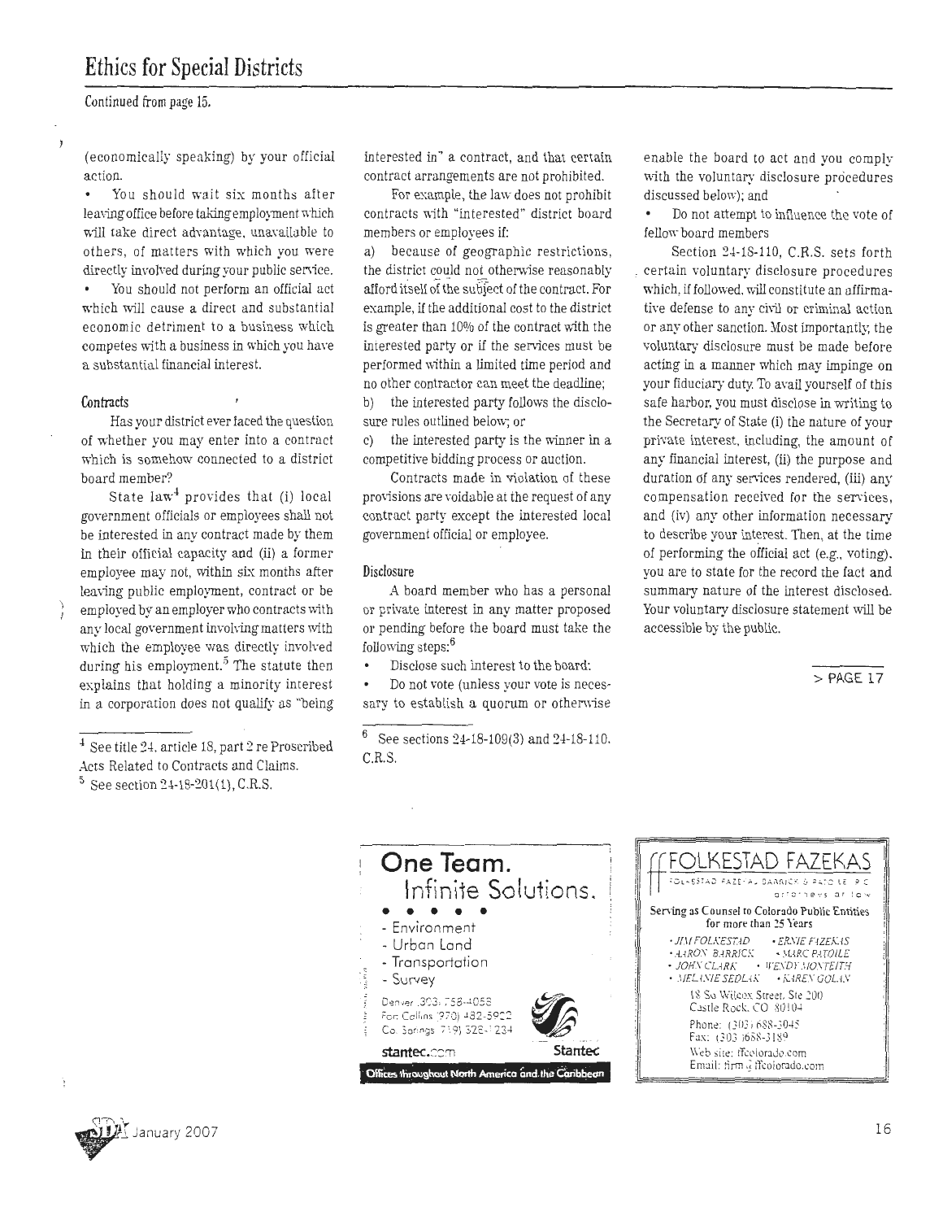## Ethics for Special Districts

Continued from page 15.

(economically speaking) by your official action.

- You should wait six months after leaving office before taking employment which will take direct advantage, unavailable to others, of matters with which you were directly involved during your public service.
- You should not perform an official act which will cause a direct and substantial economic detriment to a business which competes with a business in which you have a substantial financial interest.

### Contracts

Has your district ever faced the question of whether you may enter into a contract which is somehow connected to a district board member?

State law[4] provides that (i) local government officials or employees shall not be interested in any contract made by them in their official capacity and (ii) a former employee may not, within six months after leaving public employment, contract or be employed by an employer who contracts with any local government involving matters with which the employee was directly involved during his employment.[5] The statute then explains that holding a minority interest in a corporation does not qualify as "being interested in" a contract, and that certain contract arrangements are not prohibited.

For example, the law does not prohibit contracts with "interested" district board members or employees if:

a) because of geographic restrictions, the district could not otherwise reasonably afford itself of the subject of the contract. For example, if the additional cost to the district is greater than 10% of the contract with the interested party or if the services must be performed within a limited time period and no other contractor can meet the deadline;

b) the interested party follows the disclosure rules outlined below; or

c) the interested party is the winner in a competitive bidding process or auction.

Contracts made in violation of these provisions are voidable at the request of any contract party except the interested local government official or employee.

### Disclosure

A board member who has a personal or private interest in any matter proposed or pending before the board must take the following steps:[6]

- Disclose such interest to the board;
- Do not vote (unless your vote is necessary to establish a quorum or otherwise enable the board to act and you comply with the voluntary disclosure procedures discussed below); and
- Do not attempt to influence the vote of fellow board members

Section 24-18-110, C.R.S. sets forth certain voluntary disclosure procedures which, if followed, will constitute an affirmative defense to any civil or criminal action or any other sanction. Most importantly, the voluntary disclosure must be made before acting in a manner which may impinge on your fiduciary duty. To avail yourself of this safe harbor, you must disclose in writing to the Secretary of State (i) the nature of your private interest, including, the amount of any financial interest, (ii) the purpose and duration of any services rendered, (iii) any compensation received for the services, and (iv) any other information necessary to describe your interest. Then, at the time of performing the official act (e.g., voting), you are to state for the record the fact and summary nature of the interest disclosed. Your voluntary disclosure statement will be accessible by the public.

> PAGE 17

[4] See title 24, article 18, part 2 re Proscribed Acts Related to Contracts and Claims.

[5] See section 24-18-201(1), C.R.S.

[6] See sections 24-18-109(3) and 24-18-110, C.R.S.

**One Team. Infinite Solutions.**

- Environment
- Urban Land
- Transportation
- Survey

Denver (303) 758-4058
Fort Collins (970) 482-5922
Co. Springs (719) 528-1234

stantec.com

Stantec

Offices throughout North America and the Caribbean

**FOLKESTAD FAZEKAS**

FOLKESTAD FAZEKAS BARRICK & PATOILE P.C.
attorneys at law

Serving as Counsel to Colorado Public Entities for more than 25 Years

- *JIM FOLKESTAD* • *ERNIE FAZEKAS*
- *AARON BARRICK* • *MARC PATOILE*
- *JOHN CLARK* • *WENDY MONTEITH*
- *MELANIE SEDLAK* • *KAREN GOLAN*

18 So Wilcox Street, Ste 200
Castle Rock, CO 80104

Phone: (303) 688-3045
Fax: (303) 688-3189

Web site: ffcolorado.com
Email: firm@ffcolorado.com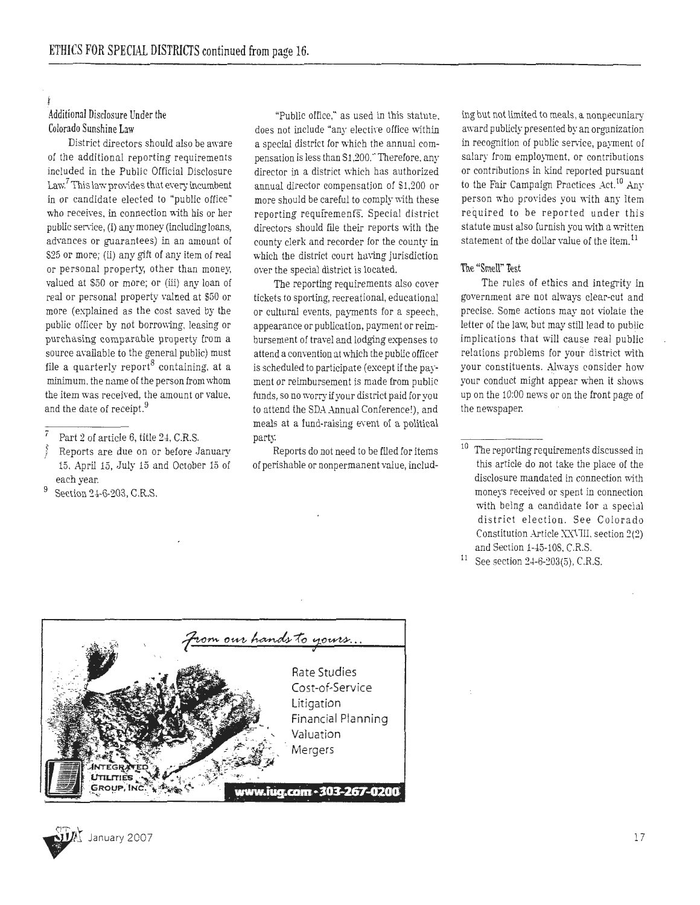## ETHICS FOR SPECIAL DISTRICTS continued from page 16.

### Additional Disclosure Under the Colorado Sunshine Law

District directors should also be aware of the additional reporting requirements included in the Public Official Disclosure Law.[7] This law provides that every incumbent in or candidate elected to "public office" who receives, in connection with his or her public service, (i) any money (including loans, advances or guarantees) in an amount of $25 or more; (ii) any gift of any item of real or personal property, other than money, valued at $50 or more; or (iii) any loan of real or personal property valued at $50 or more (explained as the cost saved by the public officer by not borrowing, leasing or purchasing comparable property from a source available to the general public) must file a quarterly report[8] containing, at a minimum, the name of the person from whom the item was received, the amount or value, and the date of receipt.[9]

"Public office," as used in this statute, does not include "any elective office within a special district for which the annual compensation is less than $1,200." Therefore, any director in a district which has authorized annual director compensation of $1,200 or more should be careful to comply with these reporting requirements. Special district directors should file their reports with the county clerk and recorder for the county in which the district court having jurisdiction over the special district is located.

The reporting requirements also cover tickets to sporting, recreational, educational or cultural events, payments for a speech, appearance or publication, payment or reimbursement of travel and lodging expenses to attend a convention at which the public officer is scheduled to participate (except if the payment or reimbursement is made from public funds, so no worry if your district paid for you to attend the SDA Annual Conference!), and meals at a fund-raising event of a political party.

Reports do not need to be filed for items of perishable or nonpermanent value, including but not limited to meals, a nonpecuniary award publicly presented by an organization in recognition of public service, payment of salary from employment, or contributions or contributions in kind reported pursuant to the Fair Campaign Practices Act.[10] Any person who provides you with any item required to be reported under this statute must also furnish you with a written statement of the dollar value of the item.[11]

### The "Smell" Test

The rules of ethics and integrity in government are not always clear-cut and precise. Some actions may not violate the letter of the law, but may still lead to public implications that will cause real public relations problems for your district with your constituents. Always consider how your conduct might appear when it shows up on the 10:00 news or on the front page of the newspaper.

---

[7] Part 2 of article 6, title 24, C.R.S.

[8] Reports are due on or before January 15, April 15, July 15 and October 15 of each year.

[9] Section 24-6-203, C.R.S.

[10] The reporting requirements discussed in this article do not take the place of the disclosure mandated in connection with moneys received or spent in connection with being a candidate for a special district election. See Colorado Constitution Article XXVIII, section 2(2) and Section 1-45-108, C.R.S.

[11] See section 24-6-203(5), C.R.S.

---

*From our hands to yours...*

Rate Studies
Cost-of-Service
Litigation
Financial Planning
Valuation
Mergers

Integrated Utilities Group, Inc.

www.iug.com · 303-267-0200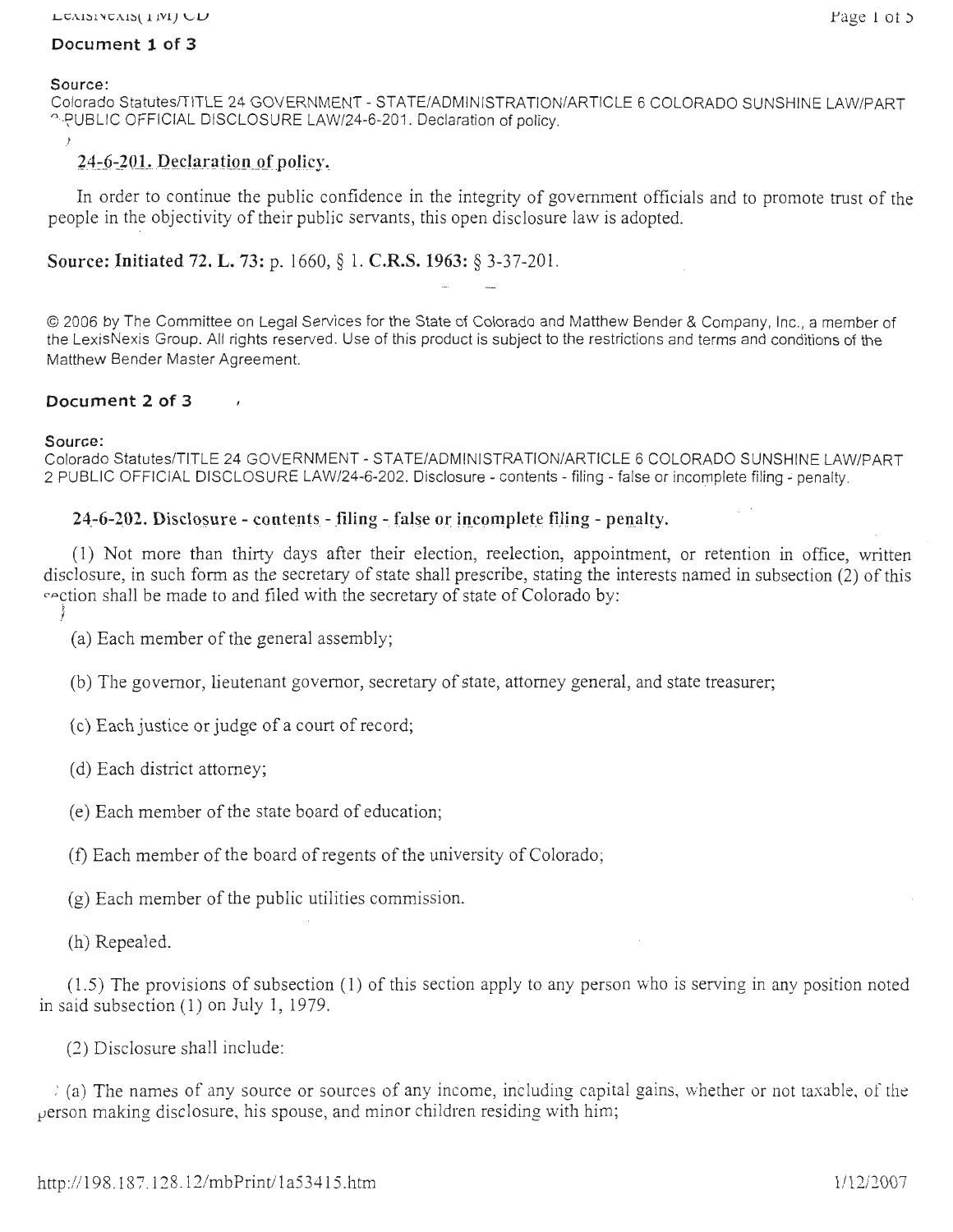**Document 1 of 3**

**Source:**
Colorado Statutes/TITLE 24 GOVERNMENT - STATE/ADMINISTRATION/ARTICLE 6 COLORADO SUNSHINE LAW/PART 2 PUBLIC OFFICIAL DISCLOSURE LAW/24-6-201. Declaration of policy.

## 24-6-201. Declaration of policy.

In order to continue the public confidence in the integrity of government officials and to promote trust of the people in the objectivity of their public servants, this open disclosure law is adopted.

**Source: Initiated 72. L. 73:** p. 1660, § 1. **C.R.S. 1963:** § 3-37-201.

© 2006 by The Committee on Legal Services for the State of Colorado and Matthew Bender & Company, Inc., a member of the LexisNexis Group. All rights reserved. Use of this product is subject to the restrictions and terms and conditions of the Matthew Bender Master Agreement.

**Document 2 of 3**

**Source:**
Colorado Statutes/TITLE 24 GOVERNMENT - STATE/ADMINISTRATION/ARTICLE 6 COLORADO SUNSHINE LAW/PART 2 PUBLIC OFFICIAL DISCLOSURE LAW/24-6-202. Disclosure - contents - filing - false or incomplete filing - penalty.

## 24-6-202. Disclosure - contents - filing - false or incomplete filing - penalty.

(1) Not more than thirty days after their election, reelection, appointment, or retention in office, written disclosure, in such form as the secretary of state shall prescribe, stating the interests named in subsection (2) of this section shall be made to and filed with the secretary of state of Colorado by:

(a) Each member of the general assembly;

(b) The governor, lieutenant governor, secretary of state, attorney general, and state treasurer;

(c) Each justice or judge of a court of record;

(d) Each district attorney;

(e) Each member of the state board of education;

(f) Each member of the board of regents of the university of Colorado;

(g) Each member of the public utilities commission.

(h) Repealed.

(1.5) The provisions of subsection (1) of this section apply to any person who is serving in any position noted in said subsection (1) on July 1, 1979.

(2) Disclosure shall include:

(a) The names of any source or sources of any income, including capital gains, whether or not taxable, of the person making disclosure, his spouse, and minor children residing with him;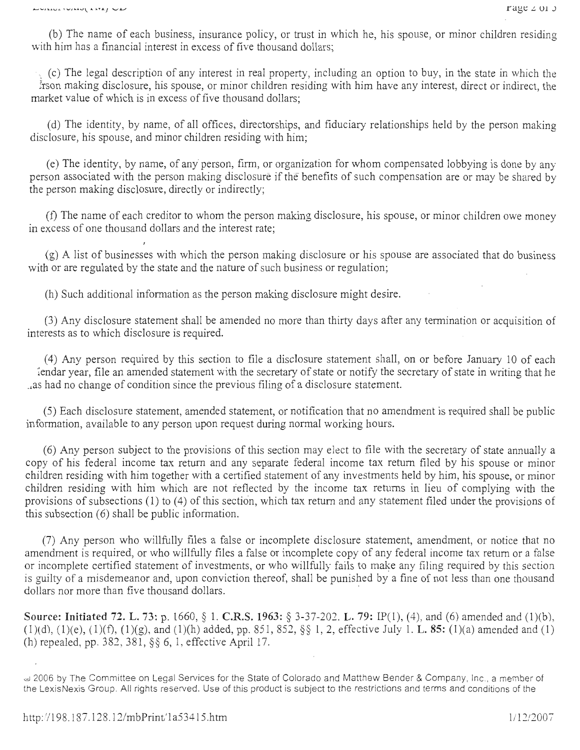(b) The name of each business, insurance policy, or trust in which he, his spouse, or minor children residing with him has a financial interest in excess of five thousand dollars;

(c) The legal description of any interest in real property, including an option to buy, in the state in which the person making disclosure, his spouse, or minor children residing with him have any interest, direct or indirect, the market value of which is in excess of five thousand dollars;

(d) The identity, by name, of all offices, directorships, and fiduciary relationships held by the person making disclosure, his spouse, and minor children residing with him;

(e) The identity, by name, of any person, firm, or organization for whom compensated lobbying is done by any person associated with the person making disclosure if the benefits of such compensation are or may be shared by the person making disclosure, directly or indirectly;

(f) The name of each creditor to whom the person making disclosure, his spouse, or minor children owe money in excess of one thousand dollars and the interest rate;

(g) A list of businesses with which the person making disclosure or his spouse are associated that do business with or are regulated by the state and the nature of such business or regulation;

(h) Such additional information as the person making disclosure might desire.

(3) Any disclosure statement shall be amended no more than thirty days after any termination or acquisition of interests as to which disclosure is required.

(4) Any person required by this section to file a disclosure statement shall, on or before January 10 of each calendar year, file an amended statement with the secretary of state or notify the secretary of state in writing that he has had no change of condition since the previous filing of a disclosure statement.

(5) Each disclosure statement, amended statement, or notification that no amendment is required shall be public information, available to any person upon request during normal working hours.

(6) Any person subject to the provisions of this section may elect to file with the secretary of state annually a copy of his federal income tax return and any separate federal income tax return filed by his spouse or minor children residing with him together with a certified statement of any investments held by him, his spouse, or minor children residing with him which are not reflected by the income tax returns in lieu of complying with the provisions of subsections (1) to (4) of this section, which tax return and any statement filed under the provisions of this subsection (6) shall be public information.

(7) Any person who willfully files a false or incomplete disclosure statement, amendment, or notice that no amendment is required, or who willfully files a false or incomplete copy of any federal income tax return or a false or incomplete certified statement of investments, or who willfully fails to make any filing required by this section is guilty of a misdemeanor and, upon conviction thereof, shall be punished by a fine of not less than one thousand dollars nor more than five thousand dollars.

**Source: Initiated 72. L. 73:** p. 1660, § 1. **C.R.S. 1963:** § 3-37-202. **L. 79:** IP(1), (4), and (6) amended and (1)(b), (1)(d), (1)(e), (1)(f), (1)(g), and (1)(h) added, pp. 851, 852, §§ 1, 2, effective July 1. **L. 85:** (1)(a) amended and (1)(h) repealed, pp. 382, 381, §§ 6, 1, effective April 17.

© 2006 by The Committee on Legal Services for the State of Colorado and Matthew Bender & Company, Inc., a member of the LexisNexis Group. All rights reserved. Use of this product is subject to the restrictions and terms and conditions of the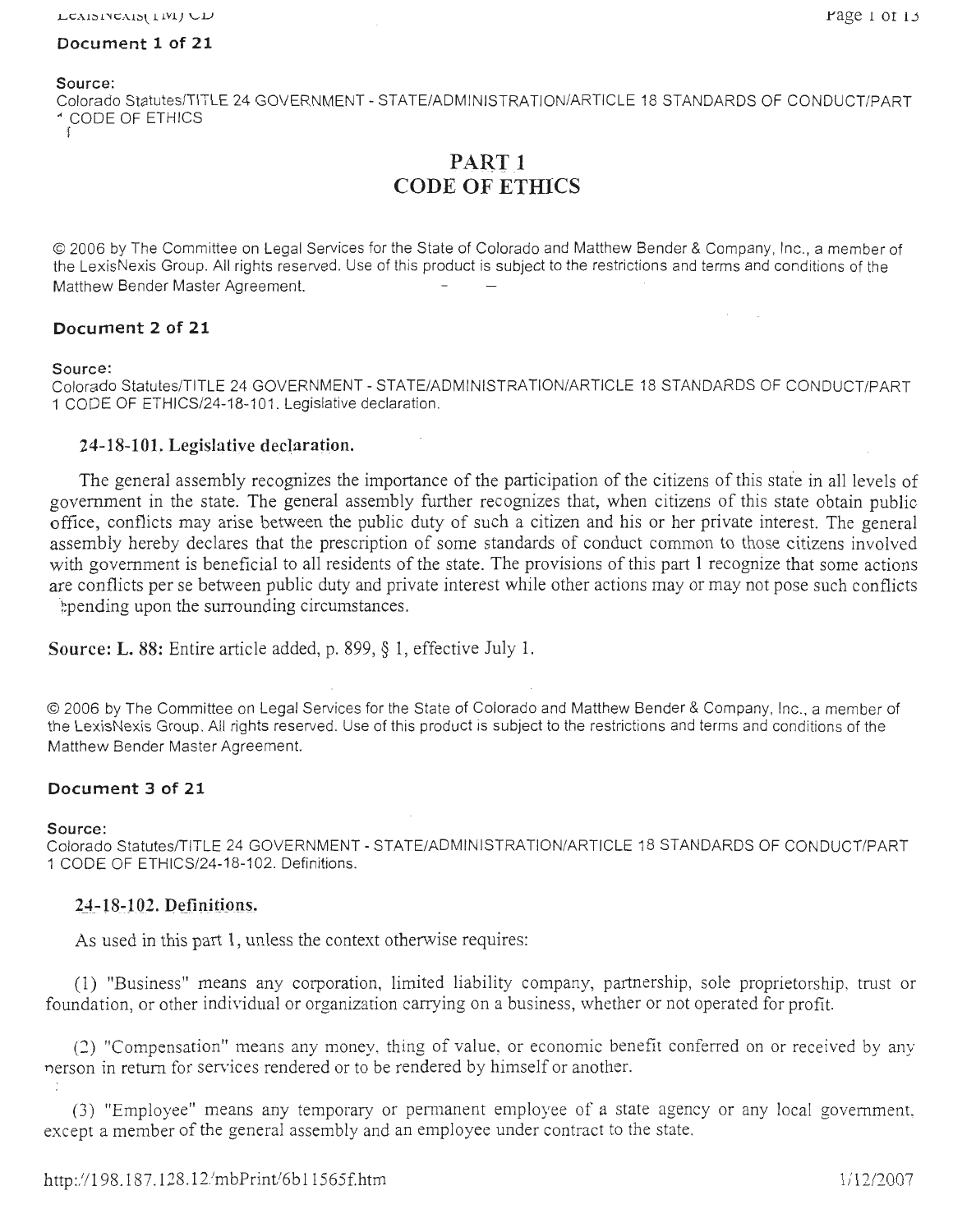**Document 1 of 21**

**Source:**
Colorado Statutes/TITLE 24 GOVERNMENT - STATE/ADMINISTRATION/ARTICLE 18 STANDARDS OF CONDUCT/PART 1 CODE OF ETHICS

# PART 1
# CODE OF ETHICS

© 2006 by The Committee on Legal Services for the State of Colorado and Matthew Bender & Company, Inc., a member of the LexisNexis Group. All rights reserved. Use of this product is subject to the restrictions and terms and conditions of the Matthew Bender Master Agreement.

**Document 2 of 21**

**Source:**
Colorado Statutes/TITLE 24 GOVERNMENT - STATE/ADMINISTRATION/ARTICLE 18 STANDARDS OF CONDUCT/PART 1 CODE OF ETHICS/24-18-101. Legislative declaration.

### 24-18-101. Legislative declaration.

The general assembly recognizes the importance of the participation of the citizens of this state in all levels of government in the state. The general assembly further recognizes that, when citizens of this state obtain public office, conflicts may arise between the public duty of such a citizen and his or her private interest. The general assembly hereby declares that the prescription of some standards of conduct common to those citizens involved with government is beneficial to all residents of the state. The provisions of this part 1 recognize that some actions are conflicts per se between public duty and private interest while other actions may or may not pose such conflicts depending upon the surrounding circumstances.

**Source: L. 88:** Entire article added, p. 899, § 1, effective July 1.

© 2006 by The Committee on Legal Services for the State of Colorado and Matthew Bender & Company, Inc., a member of the LexisNexis Group. All rights reserved. Use of this product is subject to the restrictions and terms and conditions of the Matthew Bender Master Agreement.

**Document 3 of 21**

**Source:**
Colorado Statutes/TITLE 24 GOVERNMENT - STATE/ADMINISTRATION/ARTICLE 18 STANDARDS OF CONDUCT/PART 1 CODE OF ETHICS/24-18-102. Definitions.

### 24-18-102. Definitions.

As used in this part 1, unless the context otherwise requires:

(1) "Business" means any corporation, limited liability company, partnership, sole proprietorship, trust or foundation, or other individual or organization carrying on a business, whether or not operated for profit.

(2) "Compensation" means any money, thing of value, or economic benefit conferred on or received by any person in return for services rendered or to be rendered by himself or another.

(3) "Employee" means any temporary or permanent employee of a state agency or any local government, except a member of the general assembly and an employee under contract to the state.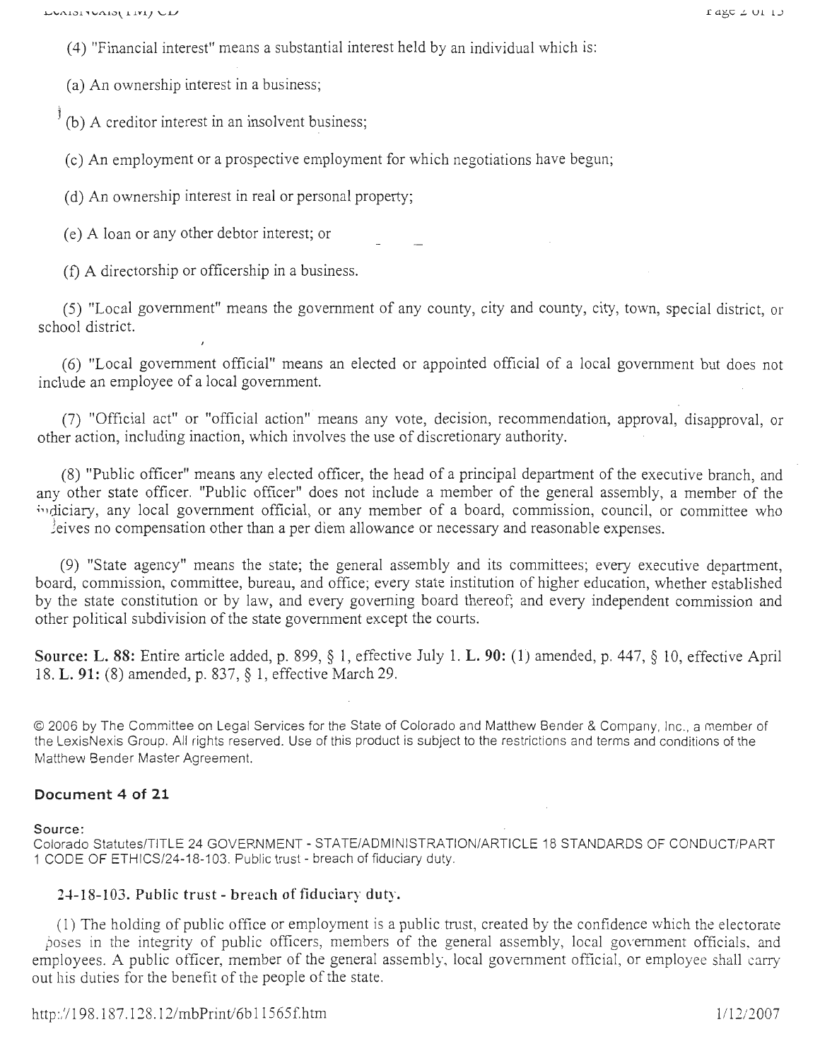(4) "Financial interest" means a substantial interest held by an individual which is:

(a) An ownership interest in a business;

(b) A creditor interest in an insolvent business;

(c) An employment or a prospective employment for which negotiations have begun;

(d) An ownership interest in real or personal property;

(e) A loan or any other debtor interest; or

(f) A directorship or officership in a business.

(5) "Local government" means the government of any county, city and county, city, town, special district, or school district.

(6) "Local government official" means an elected or appointed official of a local government but does not include an employee of a local government.

(7) "Official act" or "official action" means any vote, decision, recommendation, approval, disapproval, or other action, including inaction, which involves the use of discretionary authority.

(8) "Public officer" means any elected officer, the head of a principal department of the executive branch, and any other state officer. "Public officer" does not include a member of the general assembly, a member of the judiciary, any local government official, or any member of a board, commission, council, or committee who receives no compensation other than a per diem allowance or necessary and reasonable expenses.

(9) "State agency" means the state; the general assembly and its committees; every executive department, board, commission, committee, bureau, and office; every state institution of higher education, whether established by the state constitution or by law, and every governing board thereof; and every independent commission and other political subdivision of the state government except the courts.

**Source: L. 88:** Entire article added, p. 899, § 1, effective July 1. **L. 90:** (1) amended, p. 447, § 10, effective April 18. **L. 91:** (8) amended, p. 837, § 1, effective March 29.

© 2006 by The Committee on Legal Services for the State of Colorado and Matthew Bender & Company, Inc., a member of the LexisNexis Group. All rights reserved. Use of this product is subject to the restrictions and terms and conditions of the Matthew Bender Master Agreement.

**Document 4 of 21**

**Source:**
Colorado Statutes/TITLE 24 GOVERNMENT - STATE/ADMINISTRATION/ARTICLE 18 STANDARDS OF CONDUCT/PART 1 CODE OF ETHICS/24-18-103. Public trust - breach of fiduciary duty.

**24-18-103. Public trust - breach of fiduciary duty.**

(1) The holding of public office or employment is a public trust, created by the confidence which the electorate reposes in the integrity of public officers, members of the general assembly, local government officials, and employees. A public officer, member of the general assembly, local government official, or employee shall carry out his duties for the benefit of the people of the state.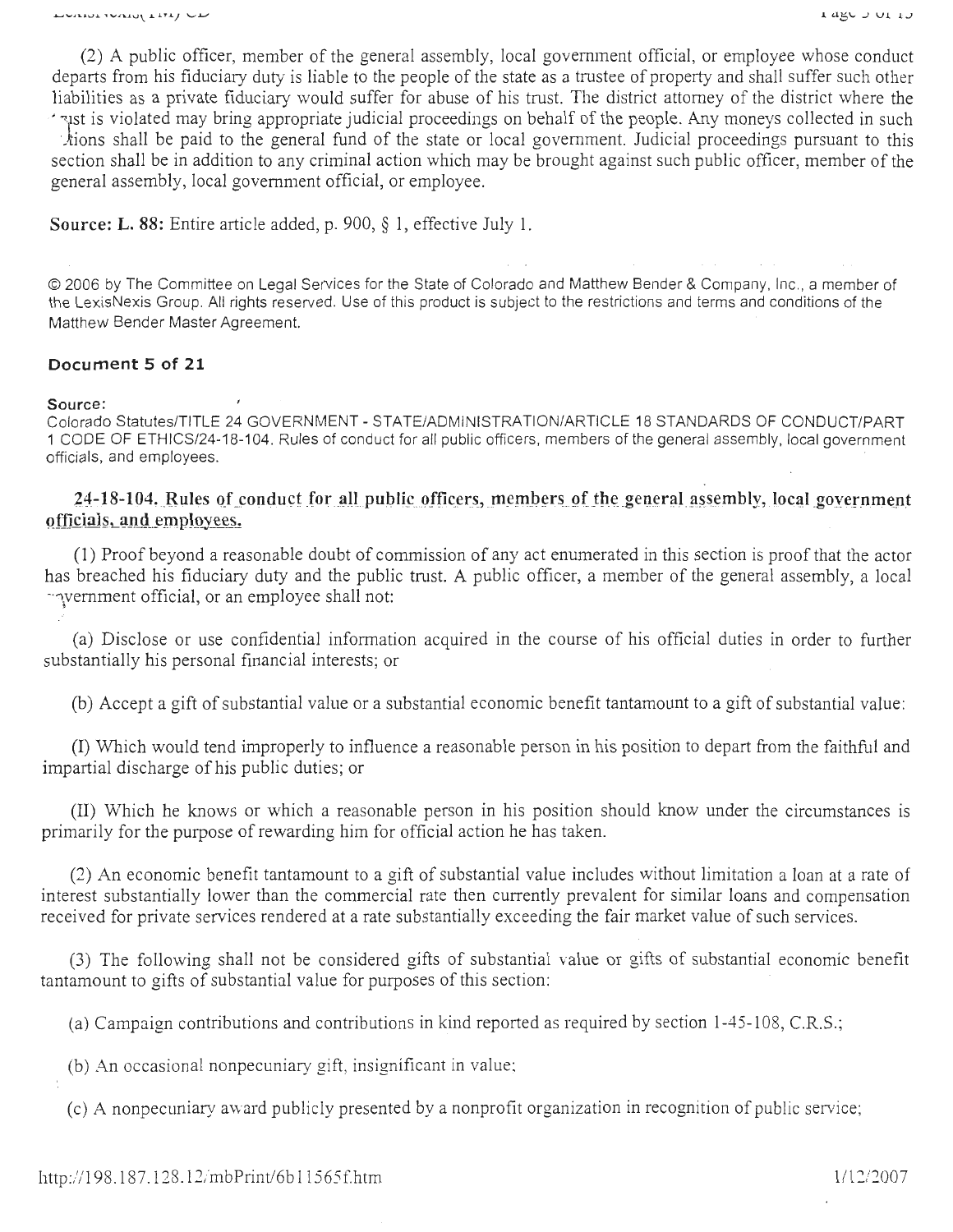(2) A public officer, member of the general assembly, local government official, or employee whose conduct departs from his fiduciary duty is liable to the people of the state as a trustee of property and shall suffer such other liabilities as a private fiduciary would suffer for abuse of his trust. The district attorney of the district where the trust is violated may bring appropriate judicial proceedings on behalf of the people. Any moneys collected in such actions shall be paid to the general fund of the state or local government. Judicial proceedings pursuant to this section shall be in addition to any criminal action which may be brought against such public officer, member of the general assembly, local government official, or employee.

**Source: L. 88:** Entire article added, p. 900, § 1, effective July 1.

© 2006 by The Committee on Legal Services for the State of Colorado and Matthew Bender & Company, Inc., a member of the LexisNexis Group. All rights reserved. Use of this product is subject to the restrictions and terms and conditions of the Matthew Bender Master Agreement.

**Document 5 of 21**

**Source:**
Colorado Statutes/TITLE 24 GOVERNMENT - STATE/ADMINISTRATION/ARTICLE 18 STANDARDS OF CONDUCT/PART 1 CODE OF ETHICS/24-18-104. Rules of conduct for all public officers, members of the general assembly, local government officials, and employees.

## 24-18-104. Rules of conduct for all public officers, members of the general assembly, local government officials, and employees.

(1) Proof beyond a reasonable doubt of commission of any act enumerated in this section is proof that the actor has breached his fiduciary duty and the public trust. A public officer, a member of the general assembly, a local government official, or an employee shall not:

(a) Disclose or use confidential information acquired in the course of his official duties in order to further substantially his personal financial interests; or

(b) Accept a gift of substantial value or a substantial economic benefit tantamount to a gift of substantial value:

(I) Which would tend improperly to influence a reasonable person in his position to depart from the faithful and impartial discharge of his public duties; or

(II) Which he knows or which a reasonable person in his position should know under the circumstances is primarily for the purpose of rewarding him for official action he has taken.

(2) An economic benefit tantamount to a gift of substantial value includes without limitation a loan at a rate of interest substantially lower than the commercial rate then currently prevalent for similar loans and compensation received for private services rendered at a rate substantially exceeding the fair market value of such services.

(3) The following shall not be considered gifts of substantial value or gifts of substantial economic benefit tantamount to gifts of substantial value for purposes of this section:

(a) Campaign contributions and contributions in kind reported as required by section 1-45-108, C.R.S.;

(b) An occasional nonpecuniary gift, insignificant in value;

(c) A nonpecuniary award publicly presented by a nonprofit organization in recognition of public service;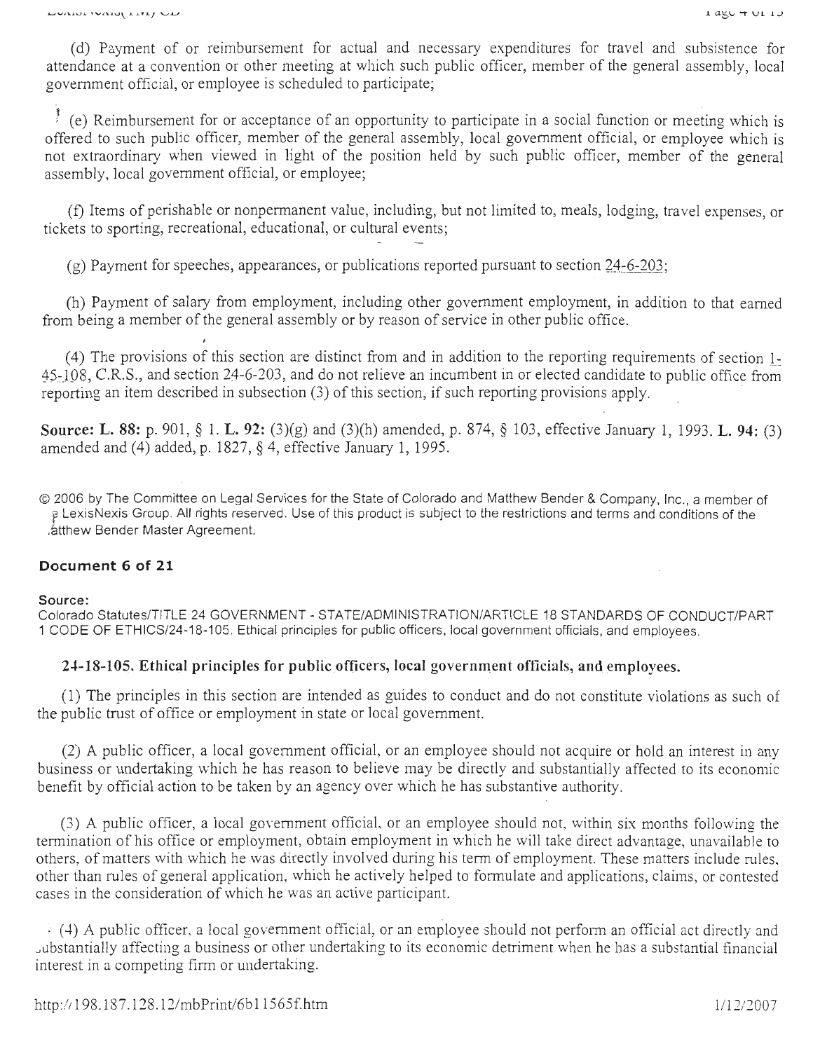(d) Payment of or reimbursement for actual and necessary expenditures for travel and subsistence for attendance at a convention or other meeting at which such public officer, member of the general assembly, local government official, or employee is scheduled to participate;

(e) Reimbursement for or acceptance of an opportunity to participate in a social function or meeting which is offered to such public officer, member of the general assembly, local government official, or employee which is not extraordinary when viewed in light of the position held by such public officer, member of the general assembly, local government official, or employee;

(f) Items of perishable or nonpermanent value, including, but not limited to, meals, lodging, travel expenses, or tickets to sporting, recreational, educational, or cultural events;

(g) Payment for speeches, appearances, or publications reported pursuant to section 24-6-203;

(h) Payment of salary from employment, including other government employment, in addition to that earned from being a member of the general assembly or by reason of service in other public office.

(4) The provisions of this section are distinct from and in addition to the reporting requirements of section 1-45-108, C.R.S., and section 24-6-203, and do not relieve an incumbent in or elected candidate to public office from reporting an item described in subsection (3) of this section, if such reporting provisions apply.

**Source: L. 88:** p. 901, § 1. **L. 92:** (3)(g) and (3)(h) amended, p. 874, § 103, effective January 1, 1993. **L. 94:** (3) amended and (4) added, p. 1827, § 4, effective January 1, 1995.

© 2006 by The Committee on Legal Services for the State of Colorado and Matthew Bender & Company, Inc., a member of a LexisNexis Group. All rights reserved. Use of this product is subject to the restrictions and terms and conditions of the Matthew Bender Master Agreement.

**Document 6 of 21**

**Source:**
Colorado Statutes/TITLE 24 GOVERNMENT - STATE/ADMINISTRATION/ARTICLE 18 STANDARDS OF CONDUCT/PART 1 CODE OF ETHICS/24-18-105. Ethical principles for public officers, local government officials, and employees.

### 24-18-105. Ethical principles for public officers, local government officials, and employees.

(1) The principles in this section are intended as guides to conduct and do not constitute violations as such of the public trust of office or employment in state or local government.

(2) A public officer, a local government official, or an employee should not acquire or hold an interest in any business or undertaking which he has reason to believe may be directly and substantially affected to its economic benefit by official action to be taken by an agency over which he has substantive authority.

(3) A public officer, a local government official, or an employee should not, within six months following the termination of his office or employment, obtain employment in which he will take direct advantage, unavailable to others, of matters with which he was directly involved during his term of employment. These matters include rules, other than rules of general application, which he actively helped to formulate and applications, claims, or contested cases in the consideration of which he was an active participant.

(4) A public officer, a local government official, or an employee should not perform an official act directly and substantially affecting a business or other undertaking to its economic detriment when he has a substantial financial interest in a competing firm or undertaking.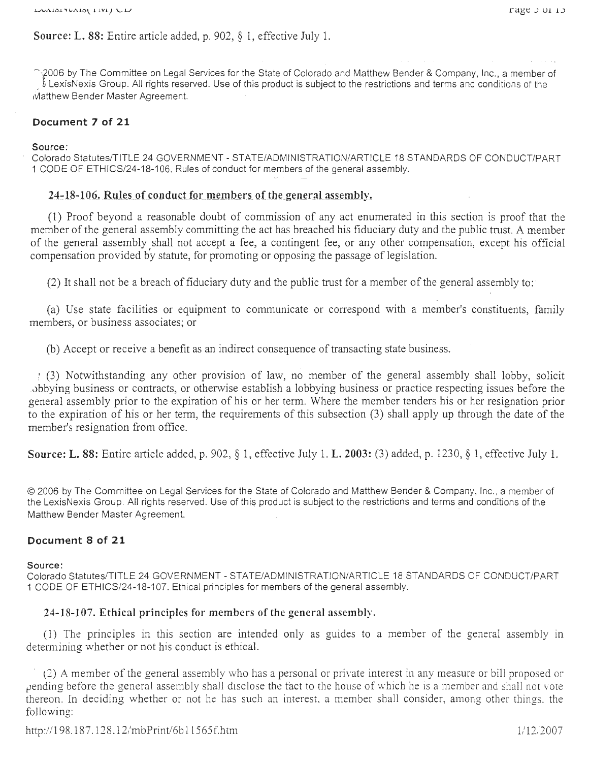**Source: L. 88:** Entire article added, p. 902, § 1, effective July 1.

© 2006 by The Committee on Legal Services for the State of Colorado and Matthew Bender & Company, Inc., a member of the LexisNexis Group. All rights reserved. Use of this product is subject to the restrictions and terms and conditions of the Matthew Bender Master Agreement.

### Document 7 of 21

**Source:**
Colorado Statutes/TITLE 24 GOVERNMENT - STATE/ADMINISTRATION/ARTICLE 18 STANDARDS OF CONDUCT/PART 1 CODE OF ETHICS/24-18-106. Rules of conduct for members of the general assembly.

**24-18-106. Rules of conduct for members of the general assembly.**

(1) Proof beyond a reasonable doubt of commission of any act enumerated in this section is proof that the member of the general assembly committing the act has breached his fiduciary duty and the public trust. A member of the general assembly shall not accept a fee, a contingent fee, or any other compensation, except his official compensation provided by statute, for promoting or opposing the passage of legislation.

(2) It shall not be a breach of fiduciary duty and the public trust for a member of the general assembly to:

(a) Use state facilities or equipment to communicate or correspond with a member's constituents, family members, or business associates; or

(b) Accept or receive a benefit as an indirect consequence of transacting state business.

(3) Notwithstanding any other provision of law, no member of the general assembly shall lobby, solicit lobbying business or contracts, or otherwise establish a lobbying business or practice respecting issues before the general assembly prior to the expiration of his or her term. Where the member tenders his or her resignation prior to the expiration of his or her term, the requirements of this subsection (3) shall apply up through the date of the member's resignation from office.

**Source: L. 88:** Entire article added, p. 902, § 1, effective July 1. **L. 2003:** (3) added, p. 1230, § 1, effective July 1.

© 2006 by The Committee on Legal Services for the State of Colorado and Matthew Bender & Company, Inc., a member of the LexisNexis Group. All rights reserved. Use of this product is subject to the restrictions and terms and conditions of the Matthew Bender Master Agreement.

### Document 8 of 21

**Source:**
Colorado Statutes/TITLE 24 GOVERNMENT - STATE/ADMINISTRATION/ARTICLE 18 STANDARDS OF CONDUCT/PART 1 CODE OF ETHICS/24-18-107. Ethical principles for members of the general assembly.

**24-18-107. Ethical principles for members of the general assembly.**

(1) The principles in this section are intended only as guides to a member of the general assembly in determining whether or not his conduct is ethical.

(2) A member of the general assembly who has a personal or private interest in any measure or bill proposed or pending before the general assembly shall disclose the fact to the house of which he is a member and shall not vote thereon. In deciding whether or not he has such an interest, a member shall consider, among other things, the following: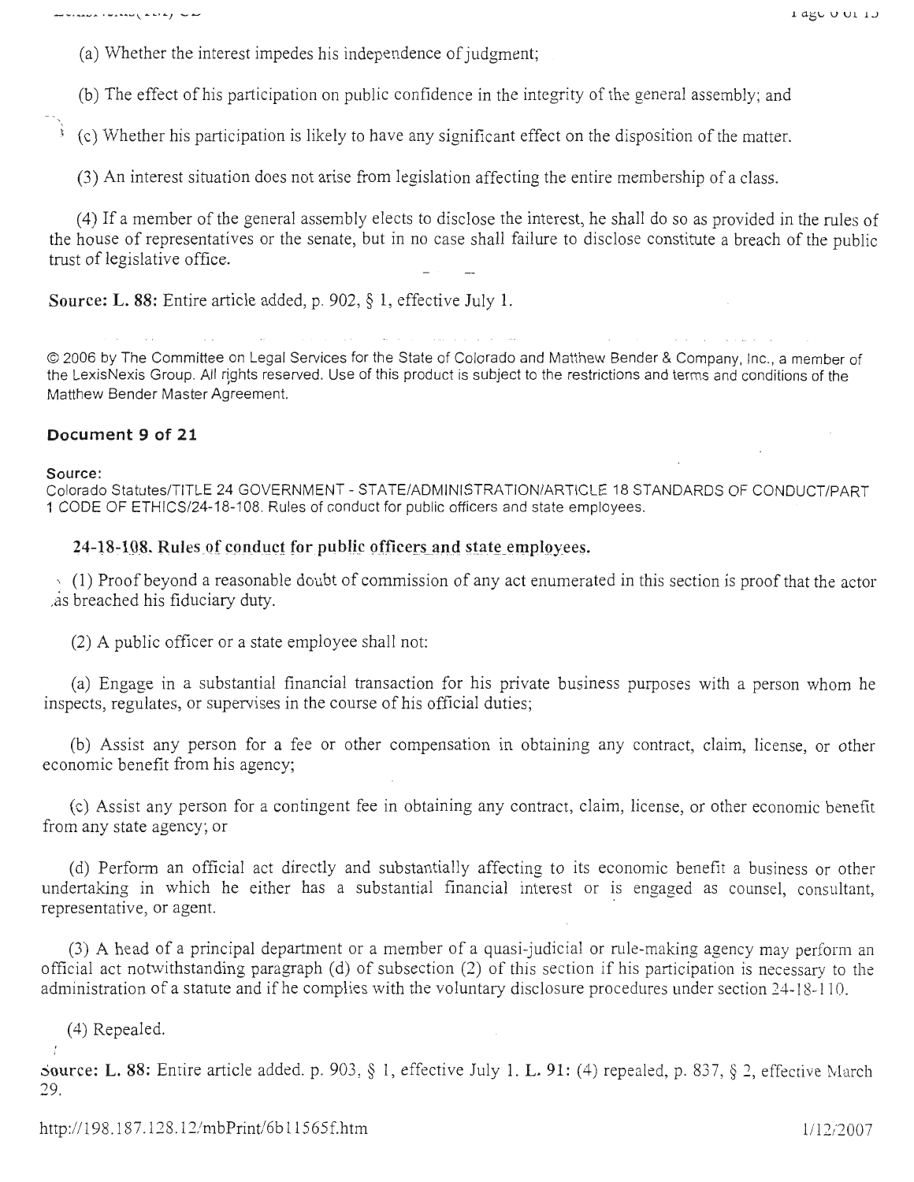(a) Whether the interest impedes his independence of judgment;

(b) The effect of his participation on public confidence in the integrity of the general assembly; and

(c) Whether his participation is likely to have any significant effect on the disposition of the matter.

(3) An interest situation does not arise from legislation affecting the entire membership of a class.

(4) If a member of the general assembly elects to disclose the interest, he shall do so as provided in the rules of the house of representatives or the senate, but in no case shall failure to disclose constitute a breach of the public trust of legislative office.

**Source: L. 88:** Entire article added, p. 902, § 1, effective July 1.

© 2006 by The Committee on Legal Services for the State of Colorado and Matthew Bender & Company, Inc., a member of the LexisNexis Group. All rights reserved. Use of this product is subject to the restrictions and terms and conditions of the Matthew Bender Master Agreement.

**Document 9 of 21**

**Source:**
Colorado Statutes/TITLE 24 GOVERNMENT - STATE/ADMINISTRATION/ARTICLE 18 STANDARDS OF CONDUCT/PART 1 CODE OF ETHICS/24-18-108. Rules of conduct for public officers and state employees.

### 24-18-108. Rules of conduct for public officers and state employees.

(1) Proof beyond a reasonable doubt of commission of any act enumerated in this section is proof that the actor has breached his fiduciary duty.

(2) A public officer or a state employee shall not:

(a) Engage in a substantial financial transaction for his private business purposes with a person whom he inspects, regulates, or supervises in the course of his official duties;

(b) Assist any person for a fee or other compensation in obtaining any contract, claim, license, or other economic benefit from his agency;

(c) Assist any person for a contingent fee in obtaining any contract, claim, license, or other economic benefit from any state agency; or

(d) Perform an official act directly and substantially affecting to its economic benefit a business or other undertaking in which he either has a substantial financial interest or is engaged as counsel, consultant, representative, or agent.

(3) A head of a principal department or a member of a quasi-judicial or rule-making agency may perform an official act notwithstanding paragraph (d) of subsection (2) of this section if his participation is necessary to the administration of a statute and if he complies with the voluntary disclosure procedures under section 24-18-110.

(4) Repealed.

**Source: L. 88:** Entire article added, p. 903, § 1, effective July 1. **L. 91:** (4) repealed, p. 837, § 2, effective March 29.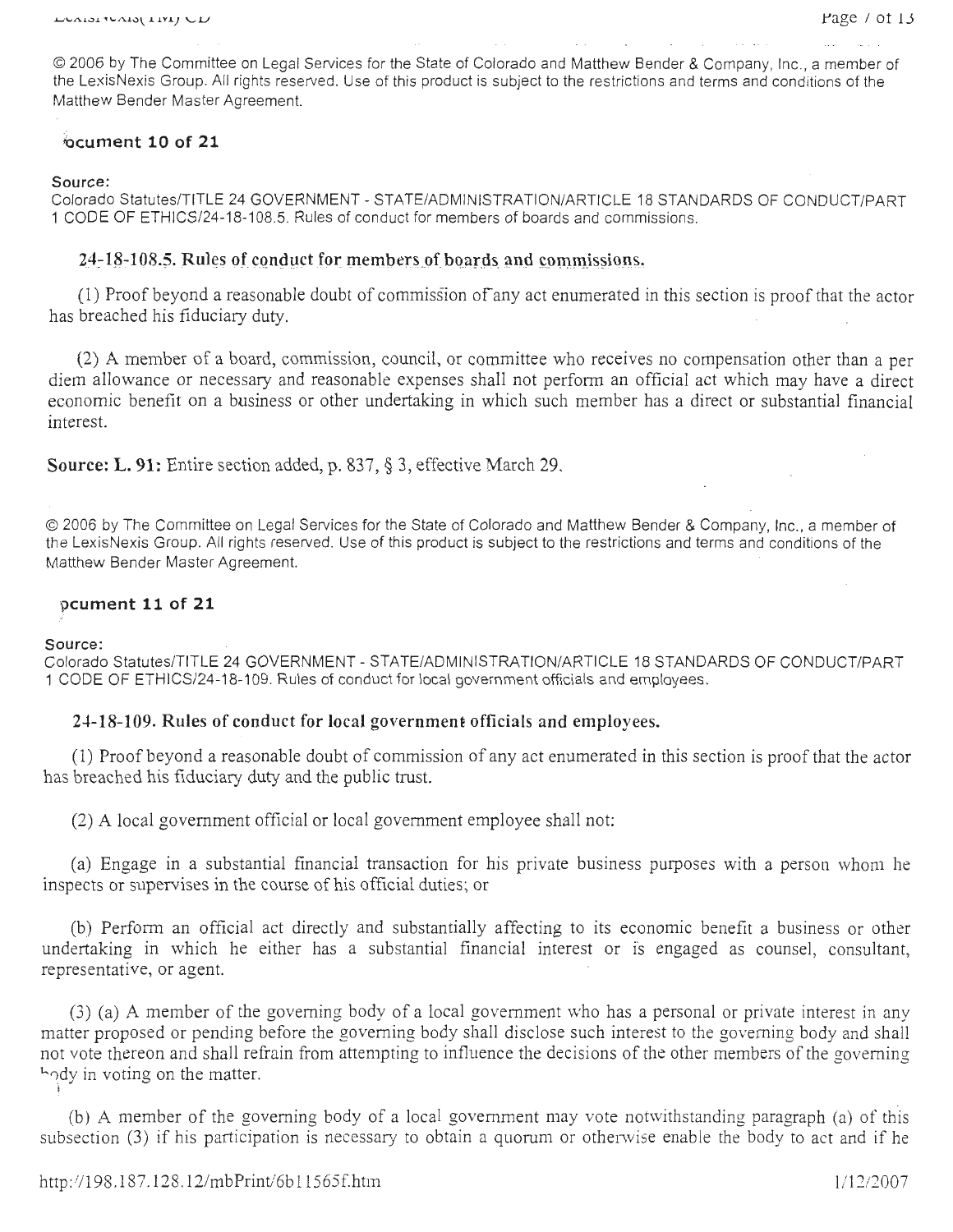© 2006 by The Committee on Legal Services for the State of Colorado and Matthew Bender & Company, Inc., a member of the LexisNexis Group. All rights reserved. Use of this product is subject to the restrictions and terms and conditions of the Matthew Bender Master Agreement.

**Document 10 of 21**

**Source:**
Colorado Statutes/TITLE 24 GOVERNMENT - STATE/ADMINISTRATION/ARTICLE 18 STANDARDS OF CONDUCT/PART 1 CODE OF ETHICS/24-18-108.5. Rules of conduct for members of boards and commissions.

### 24-18-108.5. Rules of conduct for members of boards and commissions.

(1) Proof beyond a reasonable doubt of commission of any act enumerated in this section is proof that the actor has breached his fiduciary duty.

(2) A member of a board, commission, council, or committee who receives no compensation other than a per diem allowance or necessary and reasonable expenses shall not perform an official act which may have a direct economic benefit on a business or other undertaking in which such member has a direct or substantial financial interest.

**Source: L. 91:** Entire section added, p. 837, § 3, effective March 29.

© 2006 by The Committee on Legal Services for the State of Colorado and Matthew Bender & Company, Inc., a member of the LexisNexis Group. All rights reserved. Use of this product is subject to the restrictions and terms and conditions of the Matthew Bender Master Agreement.

**Document 11 of 21**

**Source:**
Colorado Statutes/TITLE 24 GOVERNMENT - STATE/ADMINISTRATION/ARTICLE 18 STANDARDS OF CONDUCT/PART 1 CODE OF ETHICS/24-18-109. Rules of conduct for local government officials and employees.

### 24-18-109. Rules of conduct for local government officials and employees.

(1) Proof beyond a reasonable doubt of commission of any act enumerated in this section is proof that the actor has breached his fiduciary duty and the public trust.

(2) A local government official or local government employee shall not:

(a) Engage in a substantial financial transaction for his private business purposes with a person whom he inspects or supervises in the course of his official duties; or

(b) Perform an official act directly and substantially affecting to its economic benefit a business or other undertaking in which he either has a substantial financial interest or is engaged as counsel, consultant, representative, or agent.

(3) (a) A member of the governing body of a local government who has a personal or private interest in any matter proposed or pending before the governing body shall disclose such interest to the governing body and shall not vote thereon and shall refrain from attempting to influence the decisions of the other members of the governing body in voting on the matter.

(b) A member of the governing body of a local government may vote notwithstanding paragraph (a) of this subsection (3) if his participation is necessary to obtain a quorum or otherwise enable the body to act and if he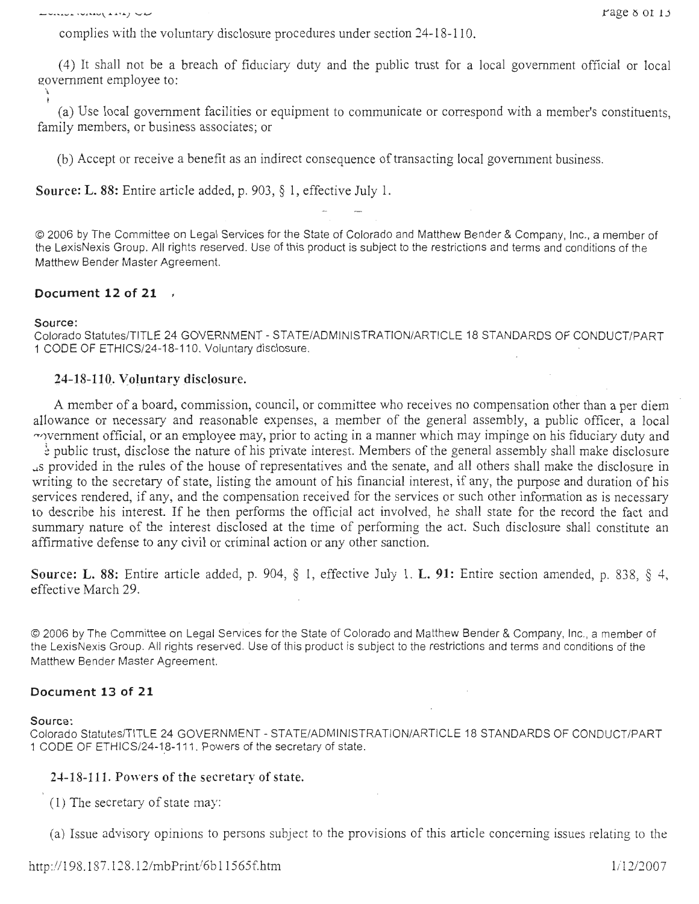complies with the voluntary disclosure procedures under section 24-18-110.

(4) It shall not be a breach of fiduciary duty and the public trust for a local government official or local government employee to:

(a) Use local government facilities or equipment to communicate or correspond with a member's constituents, family members, or business associates; or

(b) Accept or receive a benefit as an indirect consequence of transacting local government business.

**Source: L. 88:** Entire article added, p. 903, § 1, effective July 1.

© 2006 by The Committee on Legal Services for the State of Colorado and Matthew Bender & Company, Inc., a member of the LexisNexis Group. All rights reserved. Use of this product is subject to the restrictions and terms and conditions of the Matthew Bender Master Agreement.

**Document 12 of 21**

**Source:**
Colorado Statutes/TITLE 24 GOVERNMENT - STATE/ADMINISTRATION/ARTICLE 18 STANDARDS OF CONDUCT/PART 1 CODE OF ETHICS/24-18-110. Voluntary disclosure.

**24-18-110. Voluntary disclosure.**

A member of a board, commission, council, or committee who receives no compensation other than a per diem allowance or necessary and reasonable expenses, a member of the general assembly, a public officer, a local government official, or an employee may, prior to acting in a manner which may impinge on his fiduciary duty and the public trust, disclose the nature of his private interest. Members of the general assembly shall make disclosure as provided in the rules of the house of representatives and the senate, and all others shall make the disclosure in writing to the secretary of state, listing the amount of his financial interest, if any, the purpose and duration of his services rendered, if any, and the compensation received for the services or such other information as is necessary to describe his interest. If he then performs the official act involved, he shall state for the record the fact and summary nature of the interest disclosed at the time of performing the act. Such disclosure shall constitute an affirmative defense to any civil or criminal action or any other sanction.

**Source: L. 88:** Entire article added, p. 904, § 1, effective July 1. **L. 91:** Entire section amended, p. 838, § 4, effective March 29.

© 2006 by The Committee on Legal Services for the State of Colorado and Matthew Bender & Company, Inc., a member of the LexisNexis Group. All rights reserved. Use of this product is subject to the restrictions and terms and conditions of the Matthew Bender Master Agreement.

**Document 13 of 21**

**Source:**
Colorado Statutes/TITLE 24 GOVERNMENT - STATE/ADMINISTRATION/ARTICLE 18 STANDARDS OF CONDUCT/PART 1 CODE OF ETHICS/24-18-111. Powers of the secretary of state.

**24-18-111. Powers of the secretary of state.**

(1) The secretary of state may:

(a) Issue advisory opinions to persons subject to the provisions of this article concerning issues relating to the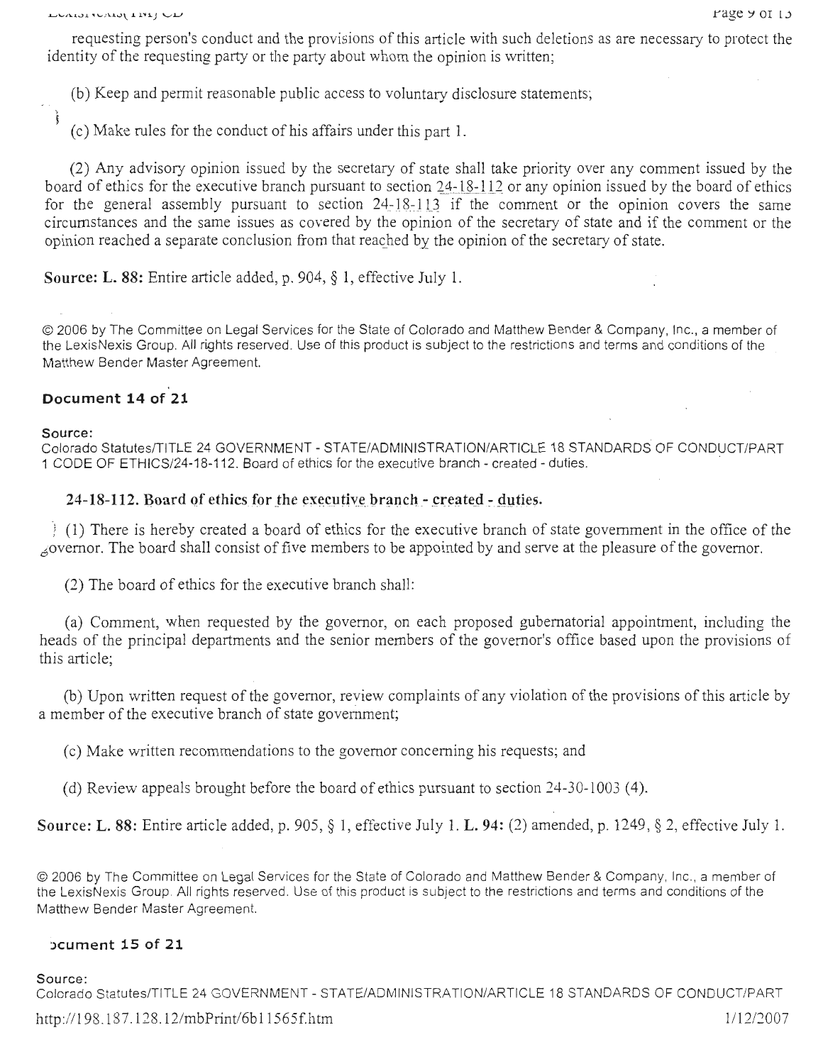requesting person's conduct and the provisions of this article with such deletions as are necessary to protect the identity of the requesting party or the party about whom the opinion is written;

(b) Keep and permit reasonable public access to voluntary disclosure statements;

(c) Make rules for the conduct of his affairs under this part 1.

(2) Any advisory opinion issued by the secretary of state shall take priority over any comment issued by the board of ethics for the executive branch pursuant to section 24-18-112 or any opinion issued by the board of ethics for the general assembly pursuant to section 24-18-113 if the comment or the opinion covers the same circumstances and the same issues as covered by the opinion of the secretary of state and if the comment or the opinion reached a separate conclusion from that reached by the opinion of the secretary of state.

**Source: L. 88:** Entire article added, p. 904, § 1, effective July 1.

© 2006 by The Committee on Legal Services for the State of Colorado and Matthew Bender & Company, Inc., a member of the LexisNexis Group. All rights reserved. Use of this product is subject to the restrictions and terms and conditions of the Matthew Bender Master Agreement.

## Document 14 of 21

**Source:**
Colorado Statutes/TITLE 24 GOVERNMENT - STATE/ADMINISTRATION/ARTICLE 18 STANDARDS OF CONDUCT/PART 1 CODE OF ETHICS/24-18-112. Board of ethics for the executive branch - created - duties.

### 24-18-112. Board of ethics for the executive branch - created - duties.

(1) There is hereby created a board of ethics for the executive branch of state government in the office of the governor. The board shall consist of five members to be appointed by and serve at the pleasure of the governor.

(2) The board of ethics for the executive branch shall:

(a) Comment, when requested by the governor, on each proposed gubernatorial appointment, including the heads of the principal departments and the senior members of the governor's office based upon the provisions of this article;

(b) Upon written request of the governor, review complaints of any violation of the provisions of this article by a member of the executive branch of state government;

(c) Make written recommendations to the governor concerning his requests; and

(d) Review appeals brought before the board of ethics pursuant to section 24-30-1003 (4).

**Source: L. 88:** Entire article added, p. 905, § 1, effective July 1. **L. 94:** (2) amended, p. 1249, § 2, effective July 1.

© 2006 by The Committee on Legal Services for the State of Colorado and Matthew Bender & Company, Inc., a member of the LexisNexis Group. All rights reserved. Use of this product is subject to the restrictions and terms and conditions of the Matthew Bender Master Agreement.

## Document 15 of 21

**Source:**
Colorado Statutes/TITLE 24 GOVERNMENT - STATE/ADMINISTRATION/ARTICLE 18 STANDARDS OF CONDUCT/PART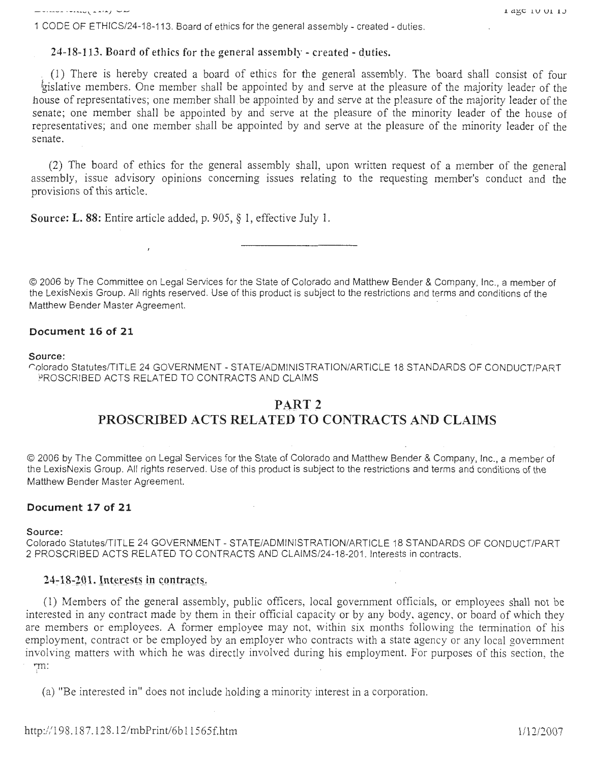1 CODE OF ETHICS/24-18-113. Board of ethics for the general assembly - created - duties.

### 24-18-113. Board of ethics for the general assembly - created - duties.

(1) There is hereby created a board of ethics for the general assembly. The board shall consist of four legislative members. One member shall be appointed by and serve at the pleasure of the majority leader of the house of representatives; one member shall be appointed by and serve at the pleasure of the majority leader of the senate; one member shall be appointed by and serve at the pleasure of the minority leader of the house of representatives; and one member shall be appointed by and serve at the pleasure of the minority leader of the senate.

(2) The board of ethics for the general assembly shall, upon written request of a member of the general assembly, issue advisory opinions concerning issues relating to the requesting member's conduct and the provisions of this article.

**Source: L. 88:** Entire article added, p. 905, § 1, effective July 1.

---

© 2006 by The Committee on Legal Services for the State of Colorado and Matthew Bender & Company, Inc., a member of the LexisNexis Group. All rights reserved. Use of this product is subject to the restrictions and terms and conditions of the Matthew Bender Master Agreement.

**Document 16 of 21**

**Source:**
Colorado Statutes/TITLE 24 GOVERNMENT - STATE/ADMINISTRATION/ARTICLE 18 STANDARDS OF CONDUCT/PART 2 PROSCRIBED ACTS RELATED TO CONTRACTS AND CLAIMS

## PART 2
## PROSCRIBED ACTS RELATED TO CONTRACTS AND CLAIMS

© 2006 by The Committee on Legal Services for the State of Colorado and Matthew Bender & Company, Inc., a member of the LexisNexis Group. All rights reserved. Use of this product is subject to the restrictions and terms and conditions of the Matthew Bender Master Agreement.

**Document 17 of 21**

**Source:**
Colorado Statutes/TITLE 24 GOVERNMENT - STATE/ADMINISTRATION/ARTICLE 18 STANDARDS OF CONDUCT/PART 2 PROSCRIBED ACTS RELATED TO CONTRACTS AND CLAIMS/24-18-201. Interests in contracts.

### 24-18-201. Interests in contracts.

(1) Members of the general assembly, public officers, local government officials, or employees shall not be interested in any contract made by them in their official capacity or by any body, agency, or board of which they are members or employees. A former employee may not, within six months following the termination of his employment, contract or be employed by an employer who contracts with a state agency or any local government involving matters with which he was directly involved during his employment. For purposes of this section, the term:

(a) "Be interested in" does not include holding a minority interest in a corporation.

http://198.187.128.12/mbPrint/6b11565f.htm 1/12/2007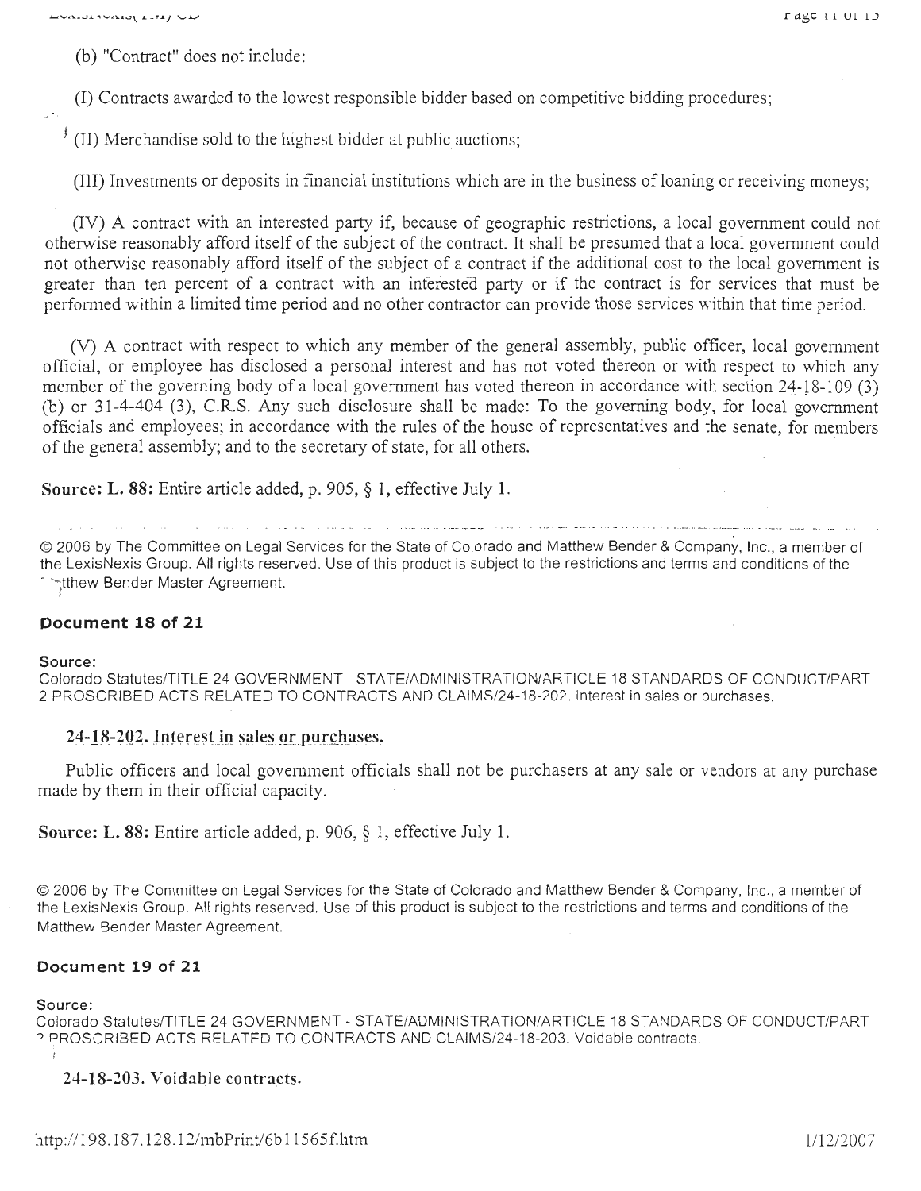(b) "Contract" does not include:

(I) Contracts awarded to the lowest responsible bidder based on competitive bidding procedures;

(II) Merchandise sold to the highest bidder at public auctions;

(III) Investments or deposits in financial institutions which are in the business of loaning or receiving moneys;

(IV) A contract with an interested party if, because of geographic restrictions, a local government could not otherwise reasonably afford itself of the subject of the contract. It shall be presumed that a local government could not otherwise reasonably afford itself of the subject of a contract if the additional cost to the local government is greater than ten percent of a contract with an interested party or if the contract is for services that must be performed within a limited time period and no other contractor can provide those services within that time period.

(V) A contract with respect to which any member of the general assembly, public officer, local government official, or employee has disclosed a personal interest and has not voted thereon or with respect to which any member of the governing body of a local government has voted thereon in accordance with section 24-18-109 (3) (b) or 31-4-404 (3), C.R.S. Any such disclosure shall be made: To the governing body, for local government officials and employees; in accordance with the rules of the house of representatives and the senate, for members of the general assembly; and to the secretary of state, for all others.

**Source: L. 88:** Entire article added, p. 905, § 1, effective July 1.

© 2006 by The Committee on Legal Services for the State of Colorado and Matthew Bender & Company, Inc., a member of the LexisNexis Group. All rights reserved. Use of this product is subject to the restrictions and terms and conditions of the Matthew Bender Master Agreement.

## Document 18 of 21

**Source:**
Colorado Statutes/TITLE 24 GOVERNMENT - STATE/ADMINISTRATION/ARTICLE 18 STANDARDS OF CONDUCT/PART 2 PROSCRIBED ACTS RELATED TO CONTRACTS AND CLAIMS/24-18-202. Interest in sales or purchases.

### 24-18-202. Interest in sales or purchases.

Public officers and local government officials shall not be purchasers at any sale or vendors at any purchase made by them in their official capacity.

**Source: L. 88:** Entire article added, p. 906, § 1, effective July 1.

© 2006 by The Committee on Legal Services for the State of Colorado and Matthew Bender & Company, Inc., a member of the LexisNexis Group. All rights reserved. Use of this product is subject to the restrictions and terms and conditions of the Matthew Bender Master Agreement.

## Document 19 of 21

**Source:**
Colorado Statutes/TITLE 24 GOVERNMENT - STATE/ADMINISTRATION/ARTICLE 18 STANDARDS OF CONDUCT/PART 2 PROSCRIBED ACTS RELATED TO CONTRACTS AND CLAIMS/24-18-203. Voidable contracts.

### 24-18-203. Voidable contracts.

http://198.187.128.12/mbPrint/6b11565f.htm 1/12/2007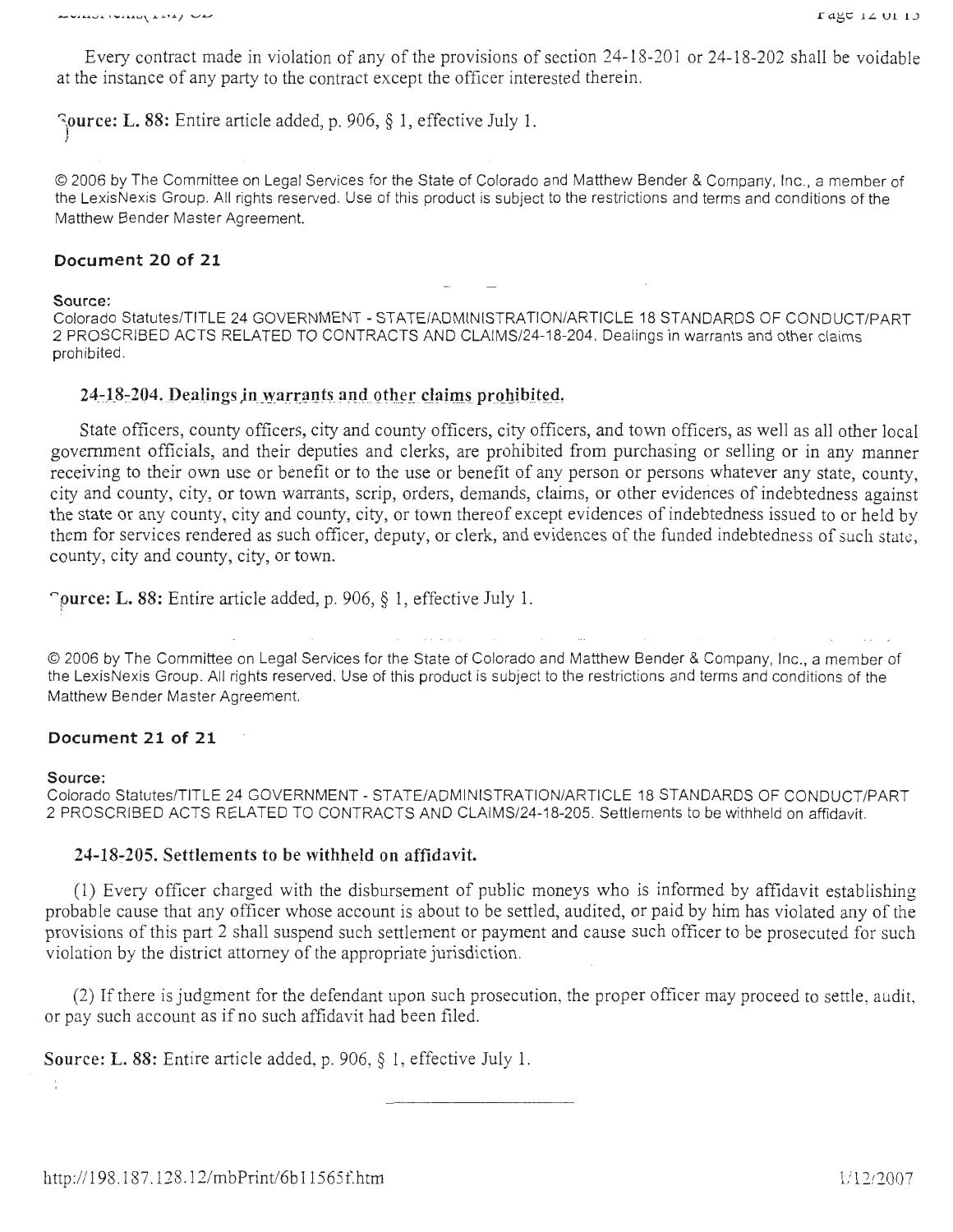Every contract made in violation of any of the provisions of section 24-18-201 or 24-18-202 shall be voidable at the instance of any party to the contract except the officer interested therein.

**Source: L. 88:** Entire article added, p. 906, § 1, effective July 1.

© 2006 by The Committee on Legal Services for the State of Colorado and Matthew Bender & Company, Inc., a member of the LexisNexis Group. All rights reserved. Use of this product is subject to the restrictions and terms and conditions of the Matthew Bender Master Agreement.

### Document 20 of 21

**Source:**
Colorado Statutes/TITLE 24 GOVERNMENT - STATE/ADMINISTRATION/ARTICLE 18 STANDARDS OF CONDUCT/PART 2 PROSCRIBED ACTS RELATED TO CONTRACTS AND CLAIMS/24-18-204. Dealings in warrants and other claims prohibited.

#### 24-18-204. Dealings in warrants and other claims prohibited.

State officers, county officers, city and county officers, city officers, and town officers, as well as all other local government officials, and their deputies and clerks, are prohibited from purchasing or selling or in any manner receiving to their own use or benefit or to the use or benefit of any person or persons whatever any state, county, city and county, city, or town warrants, scrip, orders, demands, claims, or other evidences of indebtedness against the state or any county, city and county, city, or town thereof except evidences of indebtedness issued to or held by them for services rendered as such officer, deputy, or clerk, and evidences of the funded indebtedness of such state, county, city and county, city, or town.

**Source: L. 88:** Entire article added, p. 906, § 1, effective July 1.

© 2006 by The Committee on Legal Services for the State of Colorado and Matthew Bender & Company, Inc., a member of the LexisNexis Group. All rights reserved. Use of this product is subject to the restrictions and terms and conditions of the Matthew Bender Master Agreement.

### Document 21 of 21

**Source:**
Colorado Statutes/TITLE 24 GOVERNMENT - STATE/ADMINISTRATION/ARTICLE 18 STANDARDS OF CONDUCT/PART 2 PROSCRIBED ACTS RELATED TO CONTRACTS AND CLAIMS/24-18-205. Settlements to be withheld on affidavit.

#### 24-18-205. Settlements to be withheld on affidavit.

(1) Every officer charged with the disbursement of public moneys who is informed by affidavit establishing probable cause that any officer whose account is about to be settled, audited, or paid by him has violated any of the provisions of this part 2 shall suspend such settlement or payment and cause such officer to be prosecuted for such violation by the district attorney of the appropriate jurisdiction.

(2) If there is judgment for the defendant upon such prosecution, the proper officer may proceed to settle, audit, or pay such account as if no such affidavit had been filed.

**Source: L. 88:** Entire article added, p. 906, § 1, effective July 1.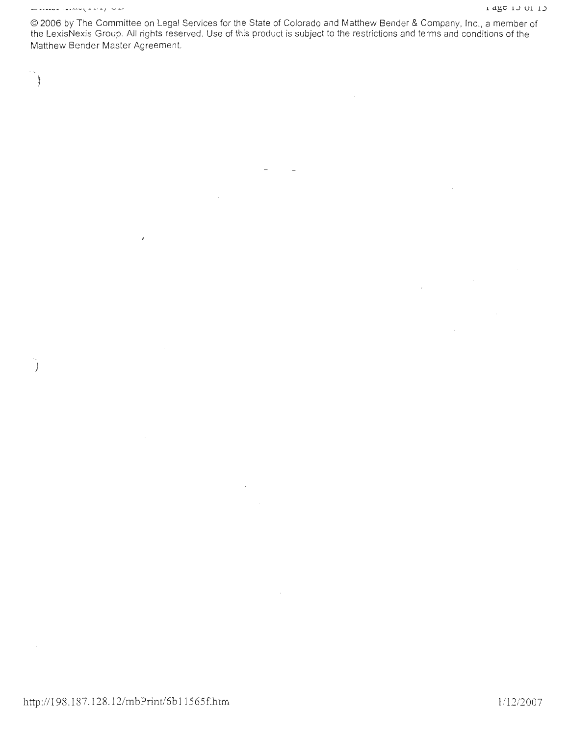© 2006 by The Committee on Legal Services for the State of Colorado and Matthew Bender & Company, Inc., a member of the LexisNexis Group. All rights reserved. Use of this product is subject to the restrictions and terms and conditions of the Matthew Bender Master Agreement.